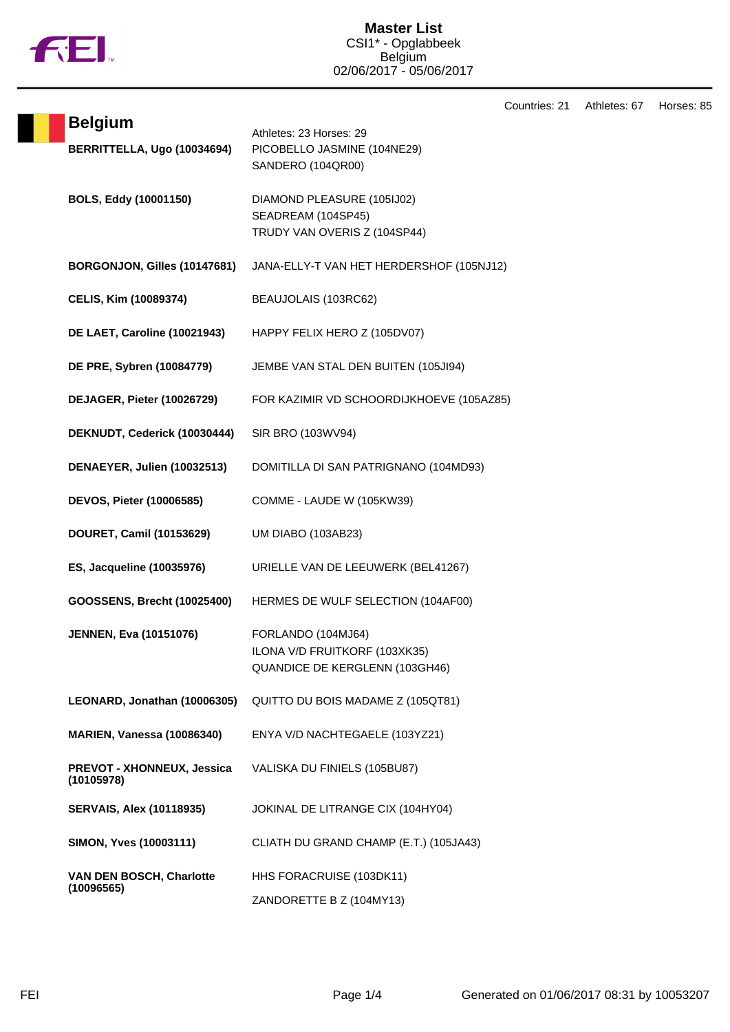# Master List

CSI1* - Opglabbeek
Belgium
02/06/2017 - 05/06/2017

Countries: 21 Athletes: 67 Horses: 85

## Belgium

Athletes: 23 Horses: 29

| Athlete | Horses |
|---|---|
| **BERRITTELLA, Ugo (10034694)** | PICOBELLO JASMINE (104NE29)<br>SANDERO (104QR00) |
| **BOLS, Eddy (10001150)** | DIAMOND PLEASURE (105IJ02)<br>SEADREAM (104SP45)<br>TRUDY VAN OVERIS Z (104SP44) |
| **BORGONJON, Gilles (10147681)** | JANA-ELLY-T VAN HET HERDERSHOF (105NJ12) |
| **CELIS, Kim (10089374)** | BEAUJOLAIS (103RC62) |
| **DE LAET, Caroline (10021943)** | HAPPY FELIX HERO Z (105DV07) |
| **DE PRE, Sybren (10084779)** | JEMBE VAN STAL DEN BUITEN (105JI94) |
| **DEJAGER, Pieter (10026729)** | FOR KAZIMIR VD SCHOORDIJKHOEVE (105AZ85) |
| **DEKNUDT, Cederick (10030444)** | SIR BRO (103WV94) |
| **DENAEYER, Julien (10032513)** | DOMITILLA DI SAN PATRIGNANO (104MD93) |
| **DEVOS, Pieter (10006585)** | COMME - LAUDE W (105KW39) |
| **DOURET, Camil (10153629)** | UM DIABO (103AB23) |
| **ES, Jacqueline (10035976)** | URIELLE VAN DE LEEUWERK (BEL41267) |
| **GOOSSENS, Brecht (10025400)** | HERMES DE WULF SELECTION (104AF00) |
| **JENNEN, Eva (10151076)** | FORLANDO (104MJ64)<br>ILONA V/D FRUITKORF (103XK35)<br>QUANDICE DE KERGLENN (103GH46) |
| **LEONARD, Jonathan (10006305)** | QUITTO DU BOIS MADAME Z (105QT81) |
| **MARIEN, Vanessa (10086340)** | ENYA V/D NACHTEGAELE (103YZ21) |
| **PREVOT - XHONNEUX, Jessica (10105978)** | VALISKA DU FINIELS (105BU87) |
| **SERVAIS, Alex (10118935)** | JOKINAL DE LITRANGE CIX (104HY04) |
| **SIMON, Yves (10003111)** | CLIATH DU GRAND CHAMP (E.T.) (105JA43) |
| **VAN DEN BOSCH, Charlotte (10096565)** | HHS FORACRUISE (103DK11)<br>ZANDORETTE B Z (104MY13) |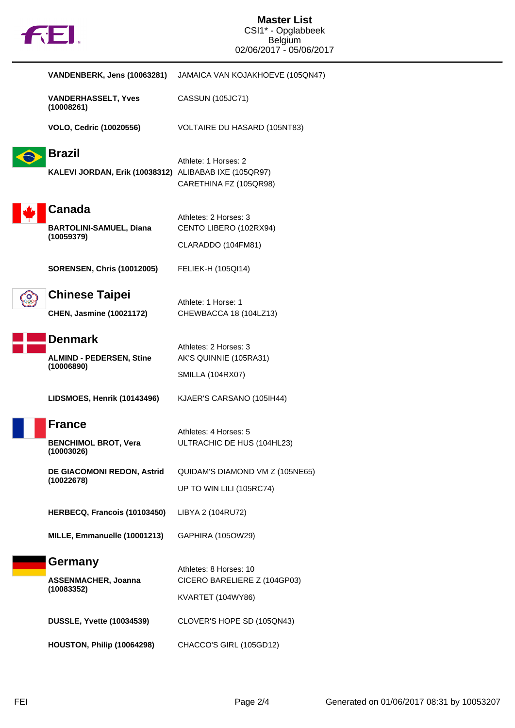**VANDENBERK, Jens (10063281)** JAMAICA VAN KOJAKHOEVE (105QN47)

**VANDERHASSELT, Yves (10008261)** CASSUN (105JC71)

**VOLO, Cedric (10020556)** VOLTAIRE DU HASARD (105NT83)

## Brazil

Athlete: 1 Horses: 2

**KALEVI JORDAN, Erik (10038312)** ALIBABAB IXE (105QR97)
CARETHINA FZ (105QR98)

## Canada

Athletes: 2 Horses: 3

**BARTOLINI-SAMUEL, Diana (10059379)** CENTO LIBERO (102RX94)
CLARADDO (104FM81)

**SORENSEN, Chris (10012005)** FELIEK-H (105QI14)

## Chinese Taipei

Athlete: 1 Horse: 1

**CHEN, Jasmine (10021172)** CHEWBACCA 18 (104LZ13)

## Denmark

Athletes: 2 Horses: 3

**ALMIND - PEDERSEN, Stine (10006890)** AK'S QUINNIE (105RA31)
SMILLA (104RX07)

**LIDSMOES, Henrik (10143496)** KJAER'S CARSANO (105IH44)

## France

Athletes: 4 Horses: 5

**BENCHIMOL BROT, Vera (10003026)** ULTRACHIC DE HUS (104HL23)

**DE GIACOMONI REDON, Astrid (10022678)** QUIDAM'S DIAMOND VM Z (105NE65)
UP TO WIN LILI (105RC74)

**HERBECQ, Francois (10103450)** LIBYA 2 (104RU72)

**MILLE, Emmanuelle (10001213)** GAPHIRA (105OW29)

## Germany

Athletes: 8 Horses: 10

**ASSENMACHER, Joanna (10083352)** CICERO BARELIERE Z (104GP03)
KVARTET (104WY86)

**DUSSLE, Yvette (10034539)** CLOVER'S HOPE SD (105QN43)

**HOUSTON, Philip (10064298)** CHACCO'S GIRL (105GD12)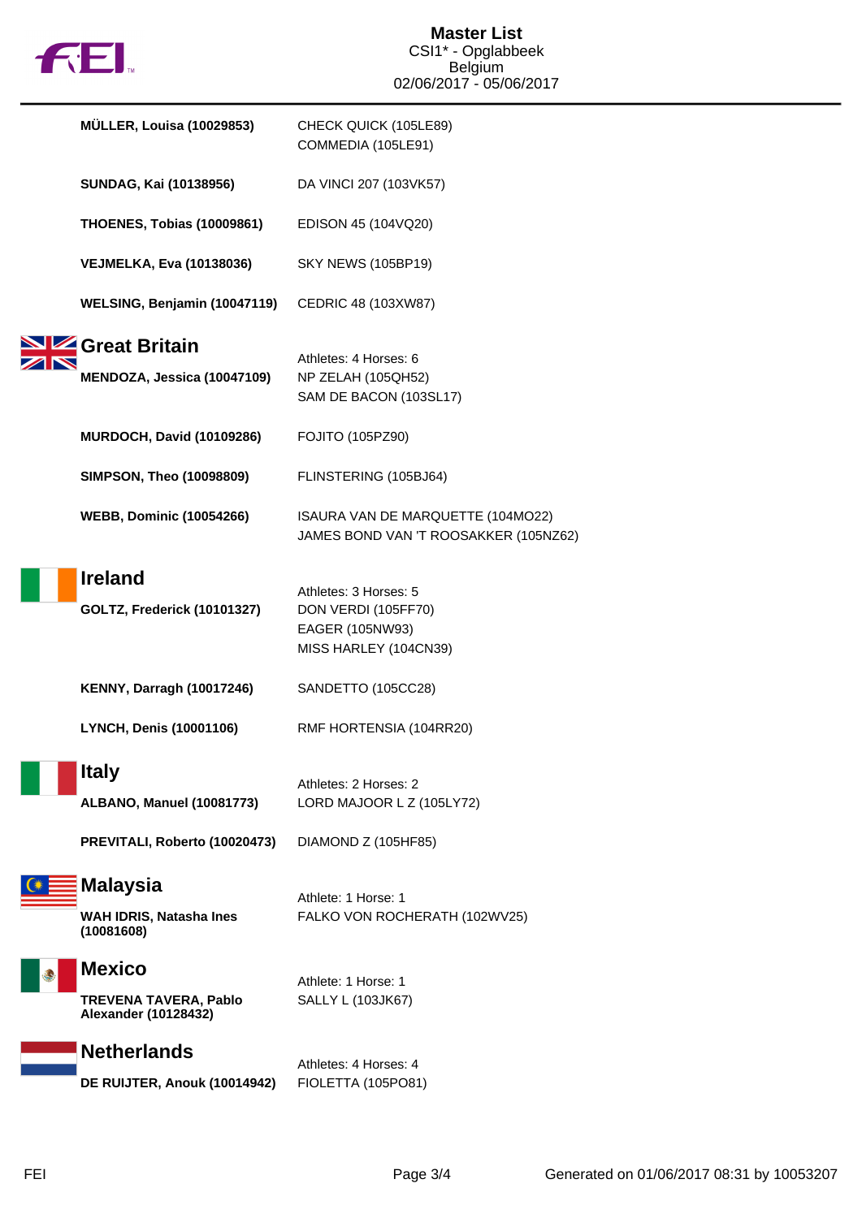| | |
|---|---|
| **MÜLLER, Louisa (10029853)** | CHECK QUICK (105LE89)<br>COMMEDIA (105LE91) |
| **SUNDAG, Kai (10138956)** | DA VINCI 207 (103VK57) |
| **THOENES, Tobias (10009861)** | EDISON 45 (104VQ20) |
| **VEJMELKA, Eva (10138036)** | SKY NEWS (105BP19) |
| **WELSING, Benjamin (10047119)** | CEDRIC 48 (103XW87) |

## Great Britain

Athletes: 4 Horses: 6

| | |
|---|---|
| **MENDOZA, Jessica (10047109)** | NP ZELAH (105QH52)<br>SAM DE BACON (103SL17) |
| **MURDOCH, David (10109286)** | FOJITO (105PZ90) |
| **SIMPSON, Theo (10098809)** | FLINSTERING (105BJ64) |
| **WEBB, Dominic (10054266)** | ISAURA VAN DE MARQUETTE (104MO22)<br>JAMES BOND VAN 'T ROOSAKKER (105NZ62) |

## Ireland

Athletes: 3 Horses: 5

| | |
|---|---|
| **GOLTZ, Frederick (10101327)** | DON VERDI (105FF70)<br>EAGER (105NW93)<br>MISS HARLEY (104CN39) |
| **KENNY, Darragh (10017246)** | SANDETTO (105CC28) |
| **LYNCH, Denis (10001106)** | RMF HORTENSIA (104RR20) |

## Italy

Athletes: 2 Horses: 2

| | |
|---|---|
| **ALBANO, Manuel (10081773)** | LORD MAJOOR L Z (105LY72) |
| **PREVITALI, Roberto (10020473)** | DIAMOND Z (105HF85) |

## Malaysia

Athlete: 1 Horse: 1

| | |
|---|---|
| **WAH IDRIS, Natasha Ines (10081608)** | FALKO VON ROCHERATH (102WV25) |

## Mexico

Athlete: 1 Horse: 1

| | |
|---|---|
| **TREVENA TAVERA, Pablo Alexander (10128432)** | SALLY L (103JK67) |

## Netherlands

Athletes: 4 Horses: 4

| | |
|---|---|
| **DE RUIJTER, Anouk (10014942)** | FIOLETTA (105PO81) |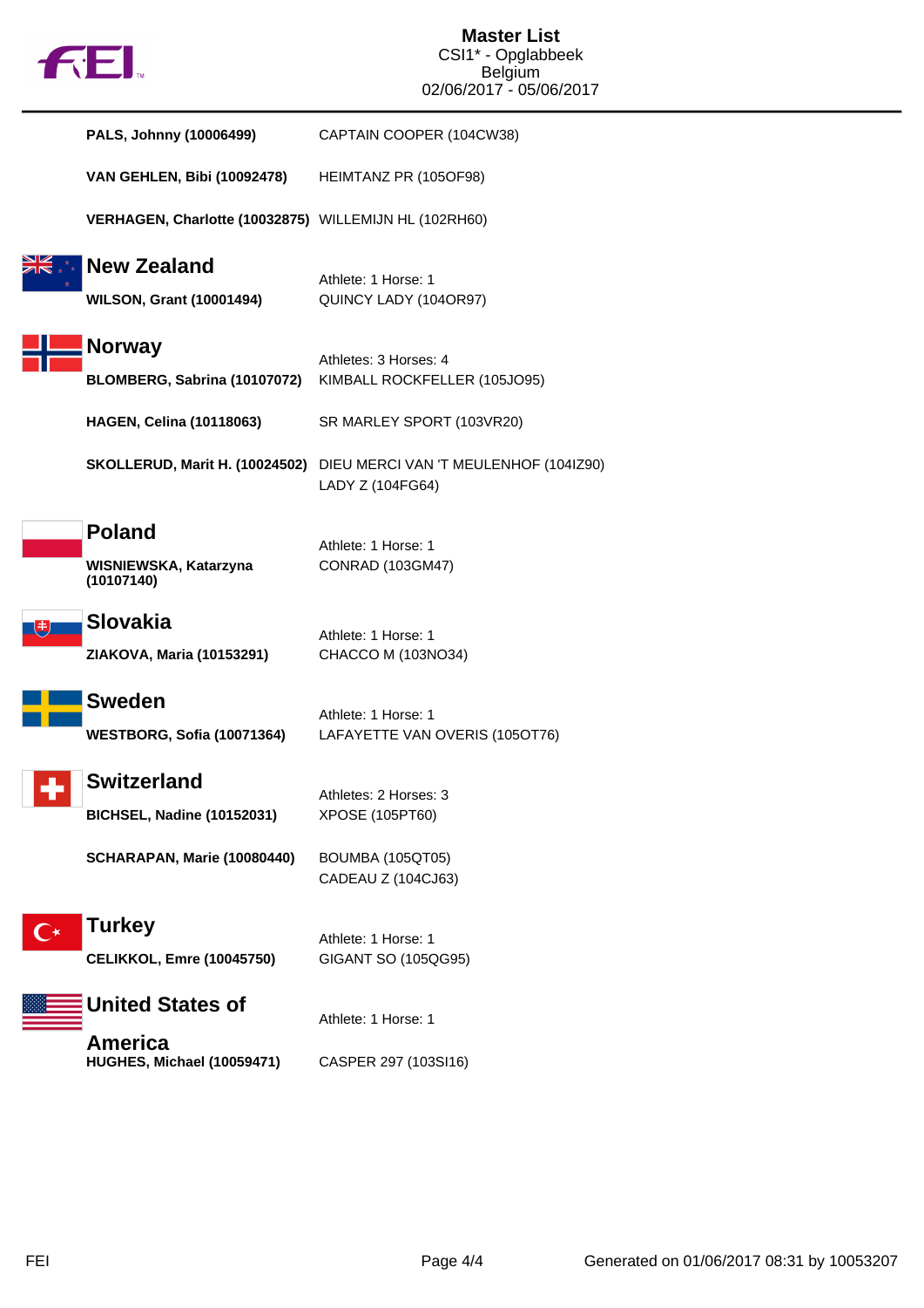PALS, Johnny (10006499) — CAPTAIN COOPER (104CW38)

VAN GEHLEN, Bibi (10092478) — HEIMTANZ PR (105OF98)

VERHAGEN, Charlotte (10032875) — WILLEMIJN HL (102RH60)

## New Zealand

Athlete: 1 Horse: 1

| Athlete | Horse |
|---|---|
| **WILSON, Grant (10001494)** | QUINCY LADY (104OR97) |

## Norway

Athletes: 3 Horses: 4

| Athlete | Horse |
|---|---|
| **BLOMBERG, Sabrina (10107072)** | KIMBALL ROCKFELLER (105JO95) |
| **HAGEN, Celina (10118063)** | SR MARLEY SPORT (103VR20) |
| **SKOLLERUD, Marit H. (10024502)** | DIEU MERCI VAN 'T MEULENHOF (104IZ90) |
| | LADY Z (104FG64) |

## Poland

Athlete: 1 Horse: 1

| Athlete | Horse |
|---|---|
| **WISNIEWSKA, Katarzyna (10107140)** | CONRAD (103GM47) |

## Slovakia

Athlete: 1 Horse: 1

| Athlete | Horse |
|---|---|
| **ZIAKOVA, Maria (10153291)** | CHACCO M (103NO34) |

## Sweden

Athlete: 1 Horse: 1

| Athlete | Horse |
|---|---|
| **WESTBORG, Sofia (10071364)** | LAFAYETTE VAN OVERIS (105OT76) |

## Switzerland

Athletes: 2 Horses: 3

| Athlete | Horse |
|---|---|
| **BICHSEL, Nadine (10152031)** | XPOSE (105PT60) |
| **SCHARAPAN, Marie (10080440)** | BOUMBA (105QT05) |
| | CADEAU Z (104CJ63) |

## Turkey

Athlete: 1 Horse: 1

| Athlete | Horse |
|---|---|
| **CELIKKOL, Emre (10045750)** | GIGANT SO (105QG95) |

## United States of America

Athlete: 1 Horse: 1

| Athlete | Horse |
|---|---|
| **HUGHES, Michael (10059471)** | CASPER 297 (103SI16) |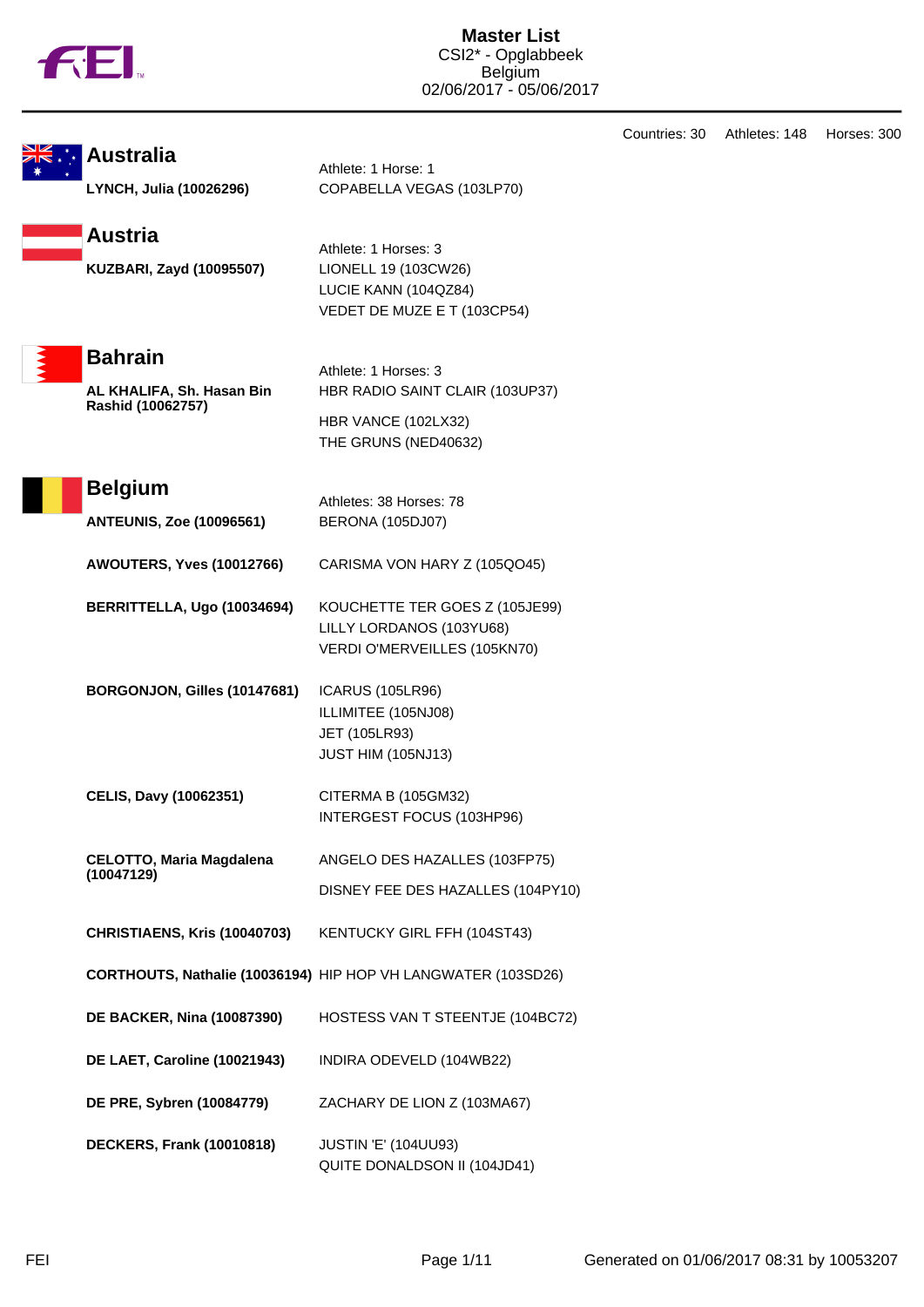# Master List

CSI2* - Opglabbeek
Belgium
02/06/2017 - 05/06/2017

Countries: 30 Athletes: 148 Horses: 300

## Australia

| Athlete | Horses |
|---|---|
| | Athlete: 1 Horse: 1 |
| **LYNCH, Julia (10026296)** | COPABELLA VEGAS (103LP70) |

## Austria

| Athlete | Horses |
|---|---|
| | Athlete: 1 Horses: 3 |
| **KUZBARI, Zayd (10095507)** | LIONELL 19 (103CW26)<br>LUCIE KANN (104QZ84)<br>VEDET DE MUZE E T (103CP54) |

## Bahrain

| Athlete | Horses |
|---|---|
| | Athlete: 1 Horses: 3 |
| **AL KHALIFA, Sh. Hasan Bin Rashid (10062757)** | HBR RADIO SAINT CLAIR (103UP37)<br>HBR VANCE (102LX32)<br>THE GRUNS (NED40632) |

## Belgium

| Athlete | Horses |
|---|---|
| | Athletes: 38 Horses: 78 |
| **ANTEUNIS, Zoe (10096561)** | BERONA (105DJ07) |
| **AWOUTERS, Yves (10012766)** | CARISMA VON HARY Z (105QO45) |
| **BERRITTELLA, Ugo (10034694)** | KOUCHETTE TER GOES Z (105JE99)<br>LILLY LORDANOS (103YU68)<br>VERDI O'MERVEILLES (105KN70) |
| **BORGONJON, Gilles (10147681)** | ICARUS (105LR96)<br>ILLIMITEE (105NJ08)<br>JET (105LR93)<br>JUST HIM (105NJ13) |
| **CELIS, Davy (10062351)** | CITERMA B (105GM32)<br>INTERGEST FOCUS (103HP96) |
| **CELOTTO, Maria Magdalena (10047129)** | ANGELO DES HAZALLES (103FP75)<br>DISNEY FEE DES HAZALLES (104PY10) |
| **CHRISTIAENS, Kris (10040703)** | KENTUCKY GIRL FFH (104ST43) |
| **CORTHOUTS, Nathalie (10036194)** | HIP HOP VH LANGWATER (103SD26) |
| **DE BACKER, Nina (10087390)** | HOSTESS VAN T STEENTJE (104BC72) |
| **DE LAET, Caroline (10021943)** | INDIRA ODEVELD (104WB22) |
| **DE PRE, Sybren (10084779)** | ZACHARY DE LION Z (103MA67) |
| **DECKERS, Frank (10010818)** | JUSTIN 'E' (104UU93)<br>QUITE DONALDSON II (104JD41) |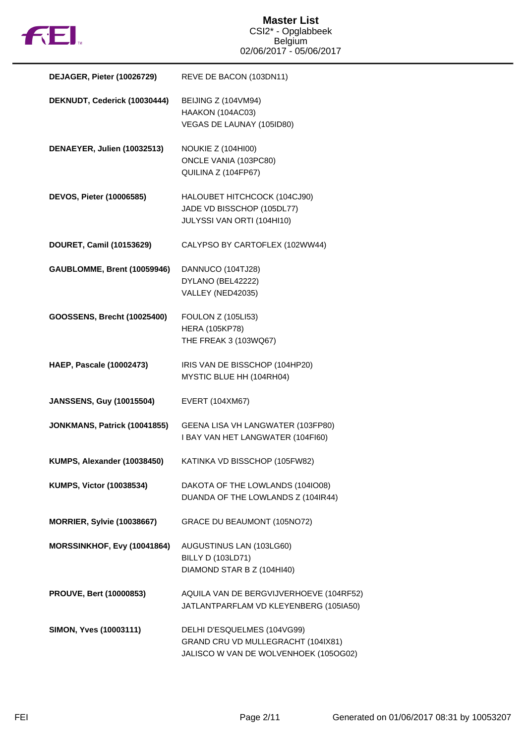# Master List

CSI2* - Opglabbeek
Belgium
02/06/2017 - 05/06/2017

| | |
|---|---|
| **DEJAGER, Pieter (10026729)** | REVE DE BACON (103DN11) |
| **DEKNUDT, Cederick (10030444)** | BEIJING Z (104VM94)<br>HAAKON (104AC03)<br>VEGAS DE LAUNAY (105ID80) |
| **DENAEYER, Julien (10032513)** | NOUKIE Z (104HI00)<br>ONCLE VANIA (103PC80)<br>QUILINA Z (104FP67) |
| **DEVOS, Pieter (10006585)** | HALOUBET HITCHCOCK (104CJ90)<br>JADE VD BISSCHOP (105DL77)<br>JULYSSI VAN ORTI (104HI10) |
| **DOURET, Camil (10153629)** | CALYPSO BY CARTOFLEX (102WW44) |
| **GAUBLOMME, Brent (10059946)** | DANNUCO (104TJ28)<br>DYLANO (BEL42222)<br>VALLEY (NED42035) |
| **GOOSSENS, Brecht (10025400)** | FOULON Z (105LI53)<br>HERA (105KP78)<br>THE FREAK 3 (103WQ67) |
| **HAEP, Pascale (10002473)** | IRIS VAN DE BISSCHOP (104HP20)<br>MYSTIC BLUE HH (104RH04) |
| **JANSSENS, Guy (10015504)** | EVERT (104XM67) |
| **JONKMANS, Patrick (10041855)** | GEENA LISA VH LANGWATER (103FP80)<br>I BAY VAN HET LANGWATER (104FI60) |
| **KUMPS, Alexander (10038450)** | KATINKA VD BISSCHOP (105FW82) |
| **KUMPS, Victor (10038534)** | DAKOTA OF THE LOWLANDS (104IO08)<br>DUANDA OF THE LOWLANDS Z (104IR44) |
| **MORRIER, Sylvie (10038667)** | GRACE DU BEAUMONT (105NO72) |
| **MORSSINKHOF, Evy (10041864)** | AUGUSTINUS LAN (103LG60)<br>BILLY D (103LD71)<br>DIAMOND STAR B Z (104HI40) |
| **PROUVE, Bert (10000853)** | AQUILA VAN DE BERGVIJVERHOEVE (104RF52)<br>JATLANTPARFLAM VD KLEYENBERG (105IA50) |
| **SIMON, Yves (10003111)** | DELHI D'ESQUELMES (104VG99)<br>GRAND CRU VD MULLEGRACHT (104IX81)<br>JALISCO W VAN DE WOLVENHOEK (105OG02) |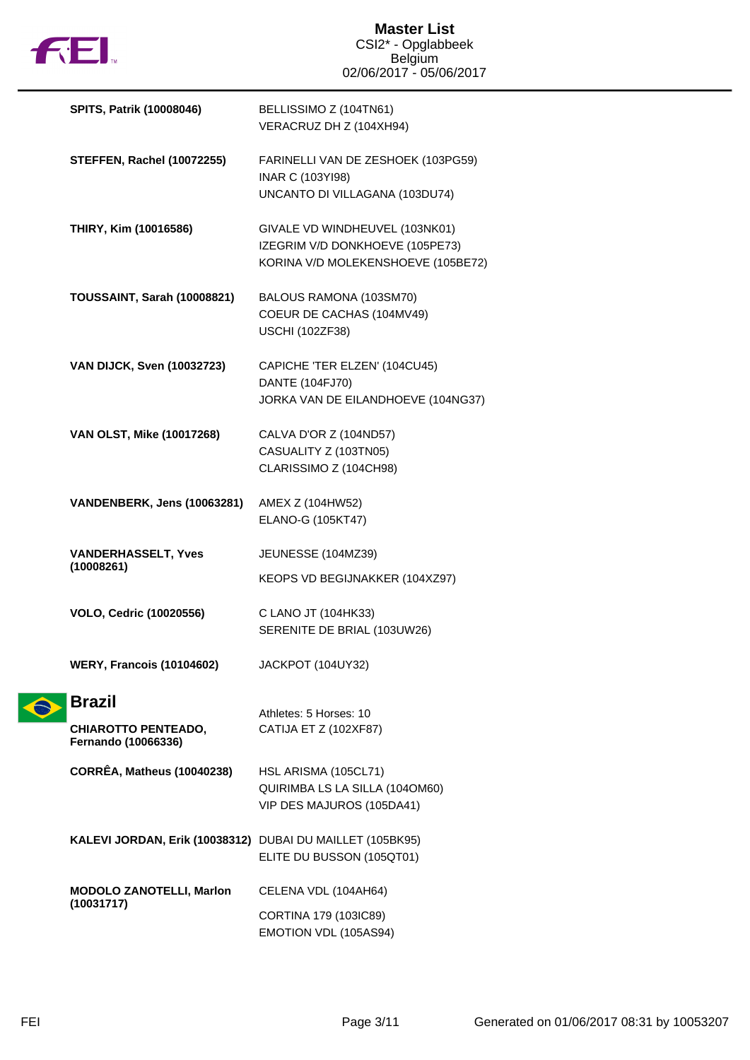| | |
|---|---|
| **SPITS, Patrik (10008046)** | BELLISSIMO Z (104TN61)<br>VERACRUZ DH Z (104XH94) |
| **STEFFEN, Rachel (10072255)** | FARINELLI VAN DE ZESHOEK (103PG59)<br>INAR C (103YI98)<br>UNCANTO DI VILLAGANA (103DU74) |
| **THIRY, Kim (10016586)** | GIVALE VD WINDHEUVEL (103NK01)<br>IZEGRIM V/D DONKHOEVE (105PE73)<br>KORINA V/D MOLEKENSHOEVE (105BE72) |
| **TOUSSAINT, Sarah (10008821)** | BALOUS RAMONA (103SM70)<br>COEUR DE CACHAS (104MV49)<br>USCHI (102ZF38) |
| **VAN DIJCK, Sven (10032723)** | CAPICHE 'TER ELZEN' (104CU45)<br>DANTE (104FJ70)<br>JORKA VAN DE EILANDHOEVE (104NG37) |
| **VAN OLST, Mike (10017268)** | CALVA D'OR Z (104ND57)<br>CASUALITY Z (103TN05)<br>CLARISSIMO Z (104CH98) |
| **VANDENBERK, Jens (10063281)** | AMEX Z (104HW52)<br>ELANO-G (105KT47) |
| **VANDERHASSELT, Yves (10008261)** | JEUNESSE (104MZ39)<br>KEOPS VD BEGIJNAKKER (104XZ97) |
| **VOLO, Cedric (10020556)** | C LANO JT (104HK33)<br>SERENITE DE BRIAL (103UW26) |
| **WERY, Francois (10104602)** | JACKPOT (104UY32) |

## Brazil

Athletes: 5 Horses: 10

| | |
|---|---|
| **CHIAROTTO PENTEADO, Fernando (10066336)** | CATIJA ET Z (102XF87) |
| **CORRÊA, Matheus (10040238)** | HSL ARISMA (105CL71)<br>QUIRIMBA LS LA SILLA (104OM60)<br>VIP DES MAJUROS (105DA41) |
| **KALEVI JORDAN, Erik (10038312)** | DUBAI DU MAILLET (105BK95)<br>ELITE DU BUSSON (105QT01) |
| **MODOLO ZANOTELLI, Marlon (10031717)** | CELENA VDL (104AH64)<br>CORTINA 179 (103IC89)<br>EMOTION VDL (105AS94) |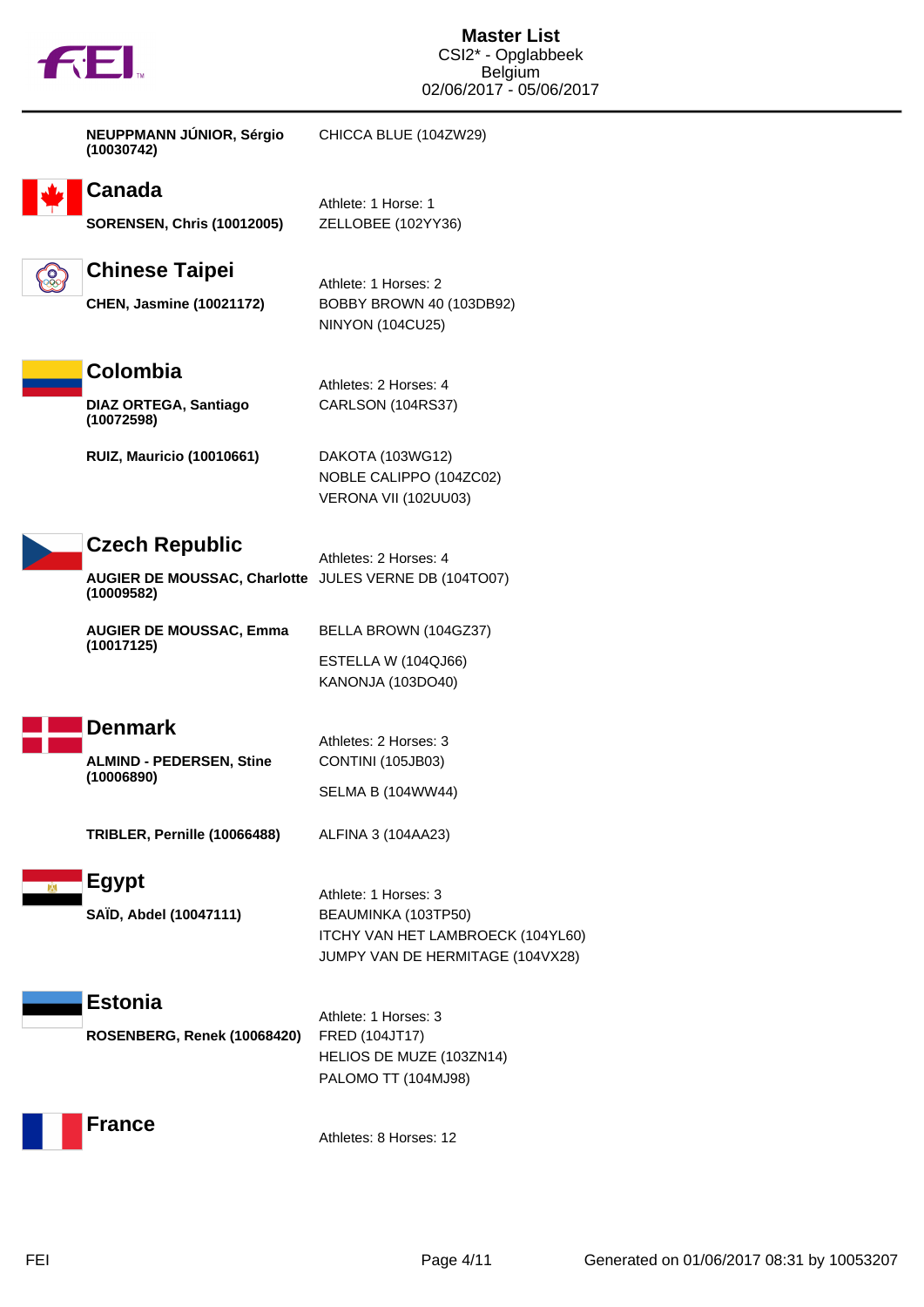| | |
|---|---|
| **NEUPPMANN JÚNIOR, Sérgio (10030742)** | CHICCA BLUE (104ZW29) |

## Canada

| | |
|---|---|
| | Athlete: 1 Horse: 1 |
| **SORENSEN, Chris (10012005)** | ZELLOBEE (102YY36) |

## Chinese Taipei

| | |
|---|---|
| | Athlete: 1 Horses: 2 |
| **CHEN, Jasmine (10021172)** | BOBBY BROWN 40 (103DB92) |
| | NINYON (104CU25) |

## Colombia

| | |
|---|---|
| | Athletes: 2 Horses: 4 |
| **DIAZ ORTEGA, Santiago (10072598)** | CARLSON (104RS37) |
| **RUIZ, Mauricio (10010661)** | DAKOTA (103WG12) |
| | NOBLE CALIPPO (104ZC02) |
| | VERONA VII (102UU03) |

## Czech Republic

| | |
|---|---|
| | Athletes: 2 Horses: 4 |
| **AUGIER DE MOUSSAC, Charlotte (10009582)** | JULES VERNE DB (104TO07) |
| **AUGIER DE MOUSSAC, Emma (10017125)** | BELLA BROWN (104GZ37) |
| | ESTELLA W (104QJ66) |
| | KANONJA (103DO40) |

## Denmark

| | |
|---|---|
| | Athletes: 2 Horses: 3 |
| **ALMIND - PEDERSEN, Stine (10006890)** | CONTINI (105JB03) |
| | SELMA B (104WW44) |
| **TRIBLER, Pernille (10066488)** | ALFINA 3 (104AA23) |

## Egypt

| | |
|---|---|
| | Athlete: 1 Horses: 3 |
| **SAÏD, Abdel (10047111)** | BEAUMINKA (103TP50) |
| | ITCHY VAN HET LAMBROECK (104YL60) |
| | JUMPY VAN DE HERMITAGE (104VX28) |

## Estonia

| | |
|---|---|
| | Athlete: 1 Horses: 3 |
| **ROSENBERG, Renek (10068420)** | FRED (104JT17) |
| | HELIOS DE MUZE (103ZN14) |
| | PALOMO TT (104MJ98) |

## France

Athletes: 8 Horses: 12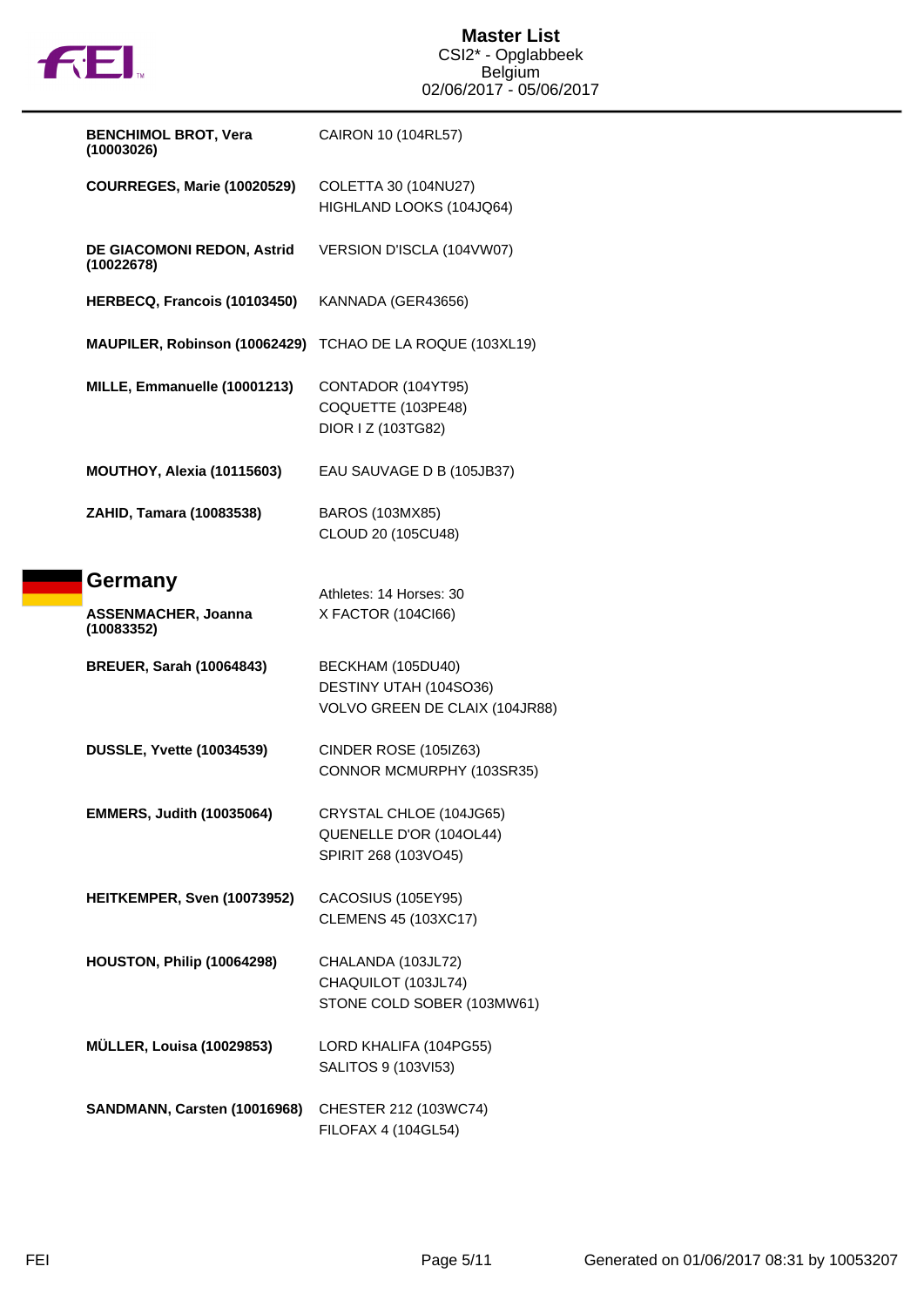| Athlete | Horses |
| --- | --- |
| **BENCHIMOL BROT, Vera (10003026)** | CAIRON 10 (104RL57) |
| **COURREGES, Marie (10020529)** | COLETTA 30 (104NU27)<br>HIGHLAND LOOKS (104JQ64) |
| **DE GIACOMONI REDON, Astrid (10022678)** | VERSION D'ISCLA (104VW07) |
| **HERBECQ, Francois (10103450)** | KANNADA (GER43656) |
| **MAUPILER, Robinson (10062429)** | TCHAO DE LA ROQUE (103XL19) |
| **MILLE, Emmanuelle (10001213)** | CONTADOR (104YT95)<br>COQUETTE (103PE48)<br>DIOR I Z (103TG82) |
| **MOUTHOY, Alexia (10115603)** | EAU SAUVAGE D B (105JB37) |
| **ZAHID, Tamara (10083538)** | BAROS (103MX85)<br>CLOUD 20 (105CU48) |

## Germany

Athletes: 14 Horses: 30

| Athlete | Horses |
| --- | --- |
| **ASSENMACHER, Joanna (10083352)** | X FACTOR (104CI66) |
| **BREUER, Sarah (10064843)** | BECKHAM (105DU40)<br>DESTINY UTAH (104SO36)<br>VOLVO GREEN DE CLAIX (104JR88) |
| **DUSSLE, Yvette (10034539)** | CINDER ROSE (105IZ63)<br>CONNOR MCMURPHY (103SR35) |
| **EMMERS, Judith (10035064)** | CRYSTAL CHLOE (104JG65)<br>QUENELLE D'OR (104OL44)<br>SPIRIT 268 (103VO45) |
| **HEITKEMPER, Sven (10073952)** | CACOSIUS (105EY95)<br>CLEMENS 45 (103XC17) |
| **HOUSTON, Philip (10064298)** | CHALANDA (103JL72)<br>CHAQUILOT (103JL74)<br>STONE COLD SOBER (103MW61) |
| **MÜLLER, Louisa (10029853)** | LORD KHALIFA (104PG55)<br>SALITOS 9 (103VI53) |
| **SANDMANN, Carsten (10016968)** | CHESTER 212 (103WC74)<br>FILOFAX 4 (104GL54) |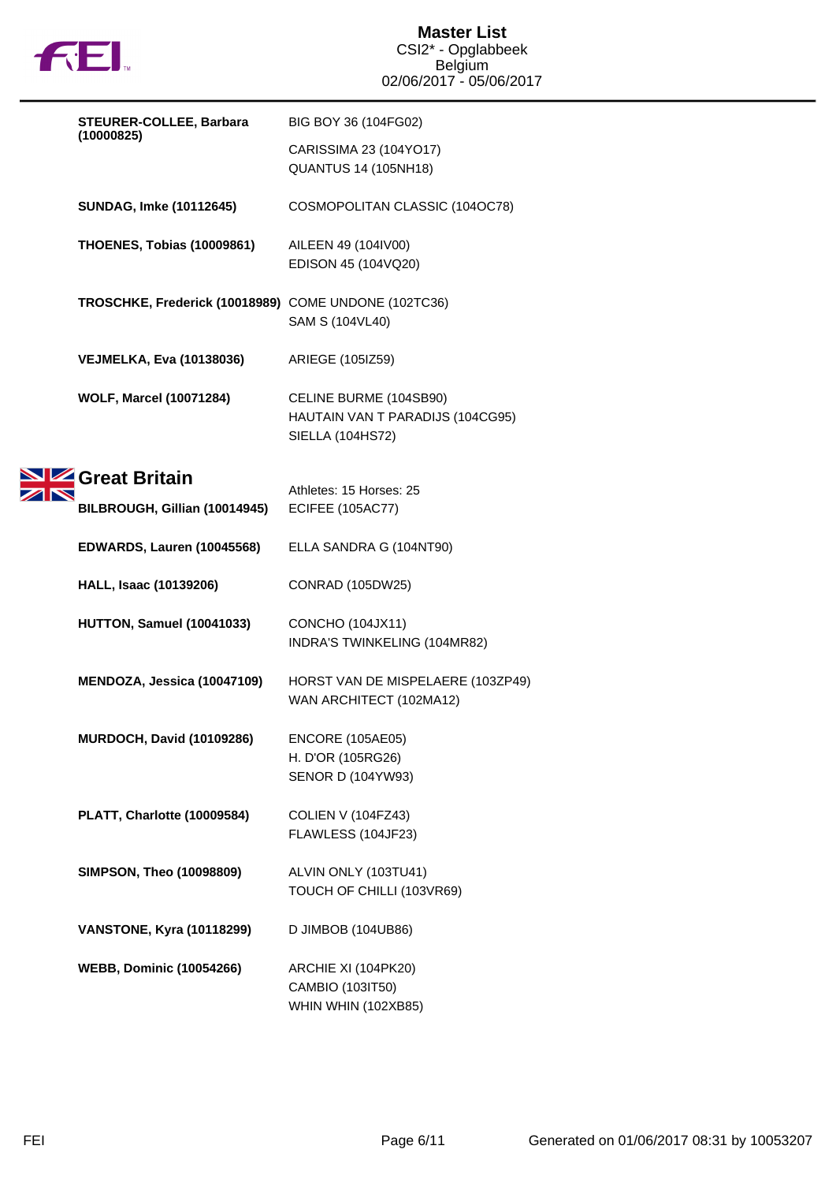| | |
|---|---|
| **STEURER-COLLEE, Barbara (10000825)** | BIG BOY 36 (104FG02) |
| | CARISSIMA 23 (104YO17) |
| | QUANTUS 14 (105NH18) |
| **SUNDAG, Imke (10112645)** | COSMOPOLITAN CLASSIC (104OC78) |
| **THOENES, Tobias (10009861)** | AILEEN 49 (104IV00) |
| | EDISON 45 (104VQ20) |
| **TROSCHKE, Frederick (10018989)** | COME UNDONE (102TC36) |
| | SAM S (104VL40) |
| **VEJMELKA, Eva (10138036)** | ARIEGE (105IZ59) |
| **WOLF, Marcel (10071284)** | CELINE BURME (104SB90) |
| | HAUTAIN VAN T PARADIJS (104CG95) |
| | SIELLA (104HS72) |

## Great Britain

Athletes: 15 Horses: 25

| | |
|---|---|
| **BILBROUGH, Gillian (10014945)** | ECIFEE (105AC77) |
| **EDWARDS, Lauren (10045568)** | ELLA SANDRA G (104NT90) |
| **HALL, Isaac (10139206)** | CONRAD (105DW25) |
| **HUTTON, Samuel (10041033)** | CONCHO (104JX11) |
| | INDRA'S TWINKELING (104MR82) |
| **MENDOZA, Jessica (10047109)** | HORST VAN DE MISPELAERE (103ZP49) |
| | WAN ARCHITECT (102MA12) |
| **MURDOCH, David (10109286)** | ENCORE (105AE05) |
| | H. D'OR (105RG26) |
| | SENOR D (104YW93) |
| **PLATT, Charlotte (10009584)** | COLIEN V (104FZ43) |
| | FLAWLESS (104JF23) |
| **SIMPSON, Theo (10098809)** | ALVIN ONLY (103TU41) |
| | TOUCH OF CHILLI (103VR69) |
| **VANSTONE, Kyra (10118299)** | D JIMBOB (104UB86) |
| **WEBB, Dominic (10054266)** | ARCHIE XI (104PK20) |
| | CAMBIO (103IT50) |
| | WHIN WHIN (102XB85) |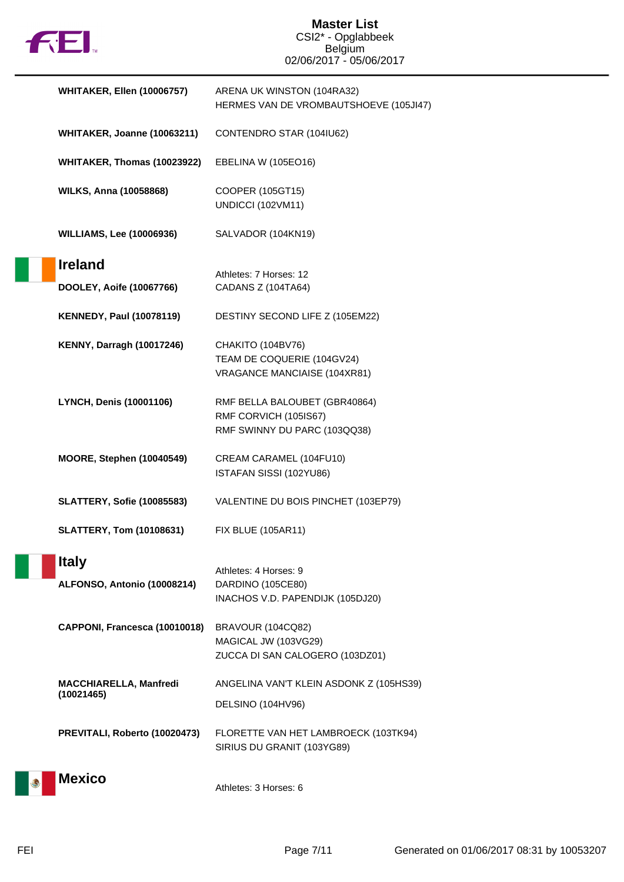| | |
|---|---|
| **WHITAKER, Ellen (10006757)** | ARENA UK WINSTON (104RA32)<br>HERMES VAN DE VROMBAUTSHOEVE (105JI47) |
| **WHITAKER, Joanne (10063211)** | CONTENDRO STAR (104IU62) |
| **WHITAKER, Thomas (10023922)** | EBELINA W (105EO16) |
| **WILKS, Anna (10058868)** | COOPER (105GT15)<br>UNDICCI (102VM11) |
| **WILLIAMS, Lee (10006936)** | SALVADOR (104KN19) |

## Ireland

Athletes: 7 Horses: 12

| | |
|---|---|
| **DOOLEY, Aoife (10067766)** | CADANS Z (104TA64) |
| **KENNEDY, Paul (10078119)** | DESTINY SECOND LIFE Z (105EM22) |
| **KENNY, Darragh (10017246)** | CHAKITO (104BV76)<br>TEAM DE COQUERIE (104GV24)<br>VRAGANCE MANCIAISE (104XR81) |
| **LYNCH, Denis (10001106)** | RMF BELLA BALOUBET (GBR40864)<br>RMF CORVICH (105IS67)<br>RMF SWINNY DU PARC (103QQ38) |
| **MOORE, Stephen (10040549)** | CREAM CARAMEL (104FU10)<br>ISTAFAN SISSI (102YU86) |
| **SLATTERY, Sofie (10085583)** | VALENTINE DU BOIS PINCHET (103EP79) |
| **SLATTERY, Tom (10108631)** | FIX BLUE (105AR11) |

## Italy

Athletes: 4 Horses: 9

| | |
|---|---|
| **ALFONSO, Antonio (10008214)** | DARDINO (105CE80)<br>INACHOS V.D. PAPENDIJK (105DJ20) |
| **CAPPONI, Francesca (10010018)** | BRAVOUR (104CQ82)<br>MAGICAL JW (103VG29)<br>ZUCCA DI SAN CALOGERO (103DZ01) |
| **MACCHIARELLA, Manfredi (10021465)** | ANGELINA VAN'T KLEIN ASDONK Z (105HS39)<br>DELSINO (104HV96) |
| **PREVITALI, Roberto (10020473)** | FLORETTE VAN HET LAMBROECK (103TK94)<br>SIRIUS DU GRANIT (103YG89) |

## Mexico

Athletes: 3 Horses: 6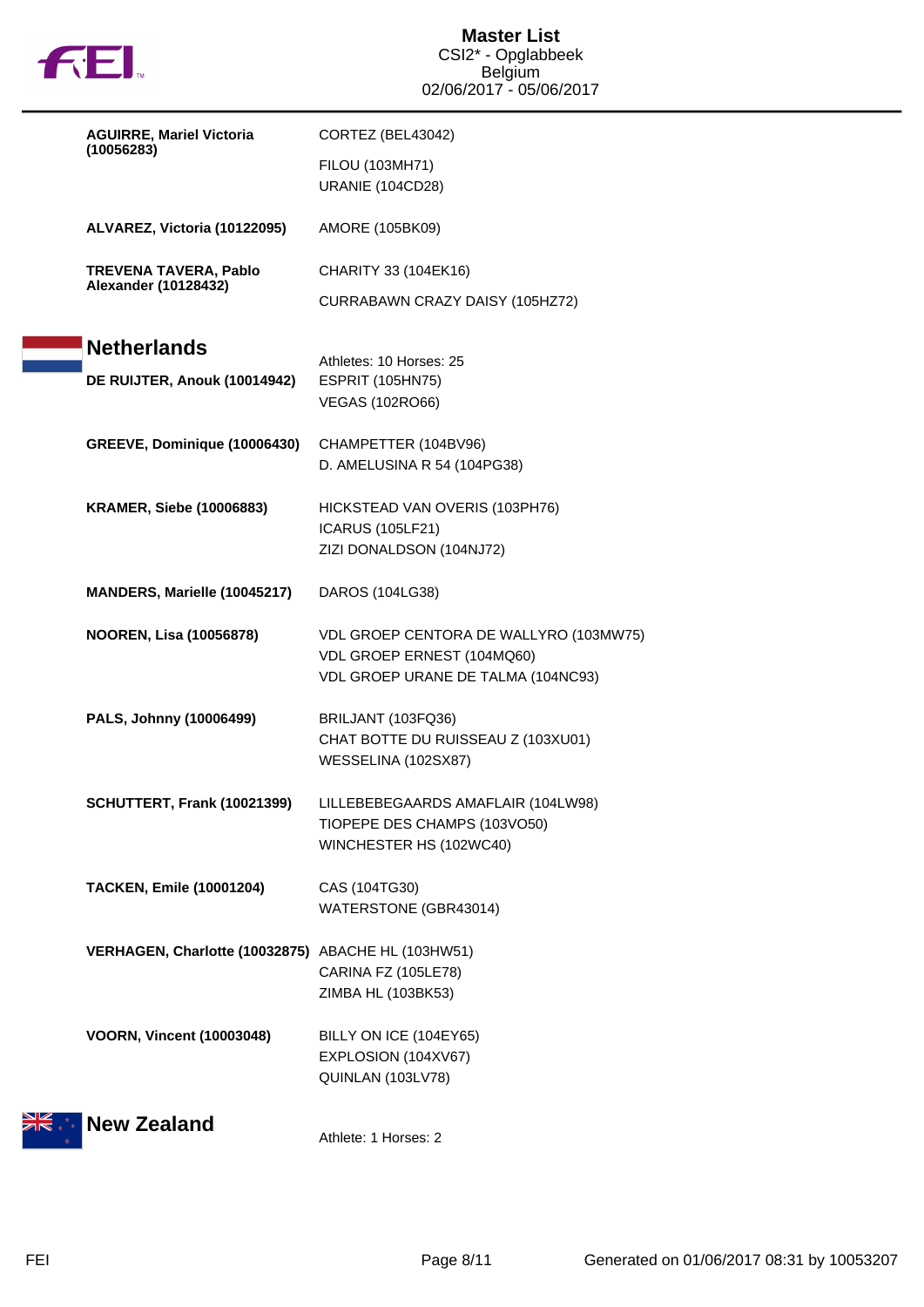| | |
|---|---|
| **AGUIRRE, Mariel Victoria (10056283)** | CORTEZ (BEL43042)<br>FILOU (103MH71)<br>URANIE (104CD28) |
| **ALVAREZ, Victoria (10122095)** | AMORE (105BK09) |
| **TREVENA TAVERA, Pablo Alexander (10128432)** | CHARITY 33 (104EK16)<br>CURRABAWN CRAZY DAISY (105HZ72) |

## Netherlands

Athletes: 10 Horses: 25

| | |
|---|---|
| **DE RUIJTER, Anouk (10014942)** | ESPRIT (105HN75)<br>VEGAS (102RO66) |
| **GREEVE, Dominique (10006430)** | CHAMPETTER (104BV96)<br>D. AMELUSINA R 54 (104PG38) |
| **KRAMER, Siebe (10006883)** | HICKSTEAD VAN OVERIS (103PH76)<br>ICARUS (105LF21)<br>ZIZI DONALDSON (104NJ72) |
| **MANDERS, Marielle (10045217)** | DAROS (104LG38) |
| **NOOREN, Lisa (10056878)** | VDL GROEP CENTORA DE WALLYRO (103MW75)<br>VDL GROEP ERNEST (104MQ60)<br>VDL GROEP URANE DE TALMA (104NC93) |
| **PALS, Johnny (10006499)** | BRILJANT (103FQ36)<br>CHAT BOTTE DU RUISSEAU Z (103XU01)<br>WESSELINA (102SX87) |
| **SCHUTTERT, Frank (10021399)** | LILLEBEBEGAARDS AMAFLAIR (104LW98)<br>TIOPEPE DES CHAMPS (103VO50)<br>WINCHESTER HS (102WC40) |
| **TACKEN, Emile (10001204)** | CAS (104TG30)<br>WATERSTONE (GBR43014) |
| **VERHAGEN, Charlotte (10032875)** | ABACHE HL (103HW51)<br>CARINA FZ (105LE78)<br>ZIMBA HL (103BK53) |
| **VOORN, Vincent (10003048)** | BILLY ON ICE (104EY65)<br>EXPLOSION (104XV67)<br>QUINLAN (103LV78) |

## New Zealand

Athlete: 1 Horses: 2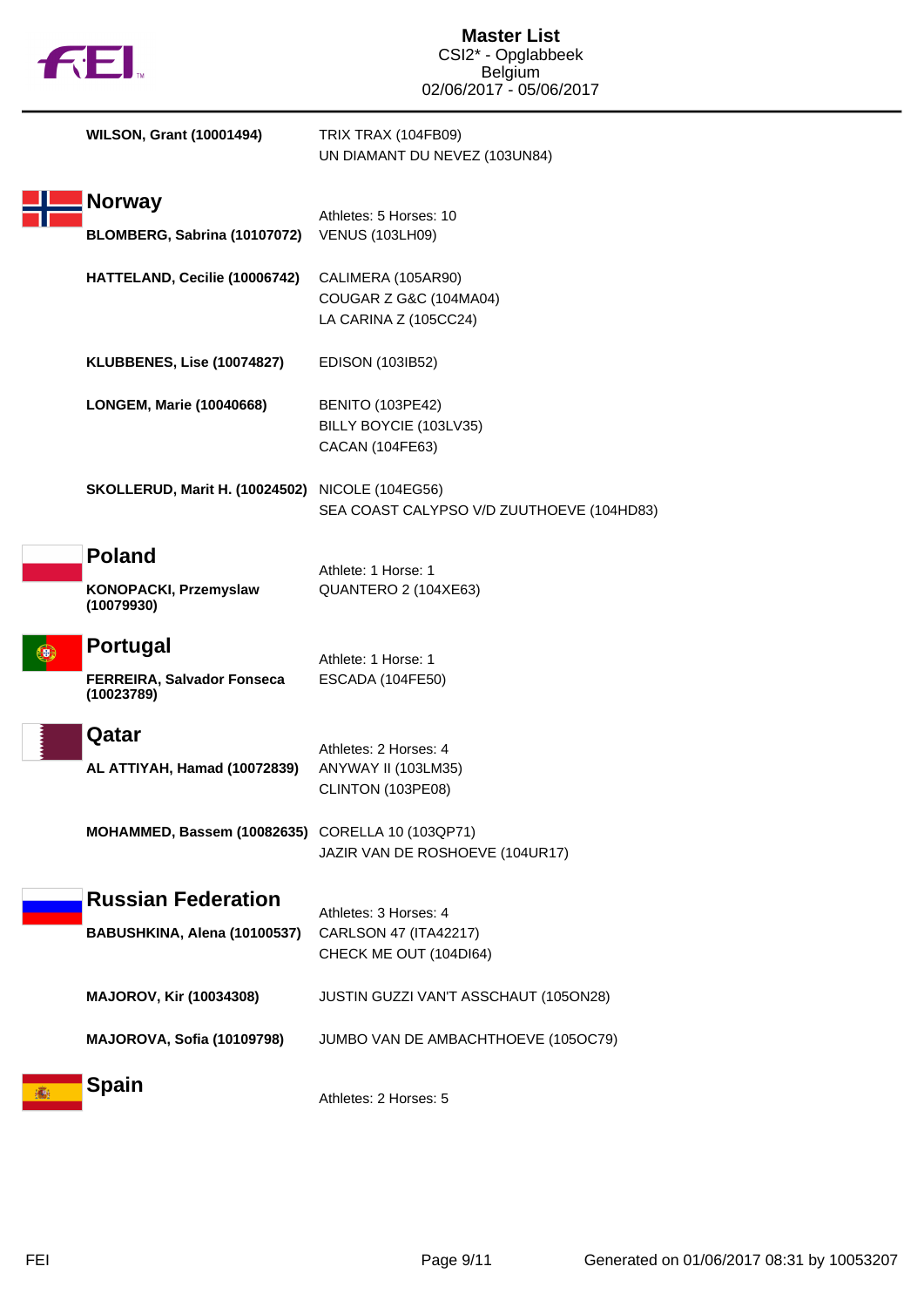**WILSON, Grant (10001494)** TRIX TRAX (104FB09)
UN DIAMANT DU NEVEZ (103UN84)

## Norway

Athletes: 5 Horses: 10

**BLOMBERG, Sabrina (10107072)** VENUS (103LH09)

**HATTELAND, Cecilie (10006742)** CALIMERA (105AR90)
COUGAR Z G&C (104MA04)
LA CARINA Z (105CC24)

**KLUBBENES, Lise (10074827)** EDISON (103IB52)

**LONGEM, Marie (10040668)** BENITO (103PE42)
BILLY BOYCIE (103LV35)
CACAN (104FE63)

**SKOLLERUD, Marit H. (10024502)** NICOLE (104EG56)
SEA COAST CALYPSO V/D ZUUTHOEVE (104HD83)

## Poland

Athlete: 1 Horse: 1

**KONOPACKI, Przemyslaw (10079930)** QUANTERO 2 (104XE63)

## Portugal

Athlete: 1 Horse: 1

**FERREIRA, Salvador Fonseca (10023789)** ESCADA (104FE50)

## Qatar

Athletes: 2 Horses: 4

**AL ATTIYAH, Hamad (10072839)** ANYWAY II (103LM35)
CLINTON (103PE08)

**MOHAMMED, Bassem (10082635)** CORELLA 10 (103QP71)
JAZIR VAN DE ROSHOEVE (104UR17)

## Russian Federation

Athletes: 3 Horses: 4

**BABUSHKINA, Alena (10100537)** CARLSON 47 (ITA42217)
CHECK ME OUT (104DI64)

**MAJOROV, Kir (10034308)** JUSTIN GUZZI VAN'T ASSCHAUT (105ON28)

**MAJOROVA, Sofia (10109798)** JUMBO VAN DE AMBACHTHOEVE (105OC79)

## Spain

Athletes: 2 Horses: 5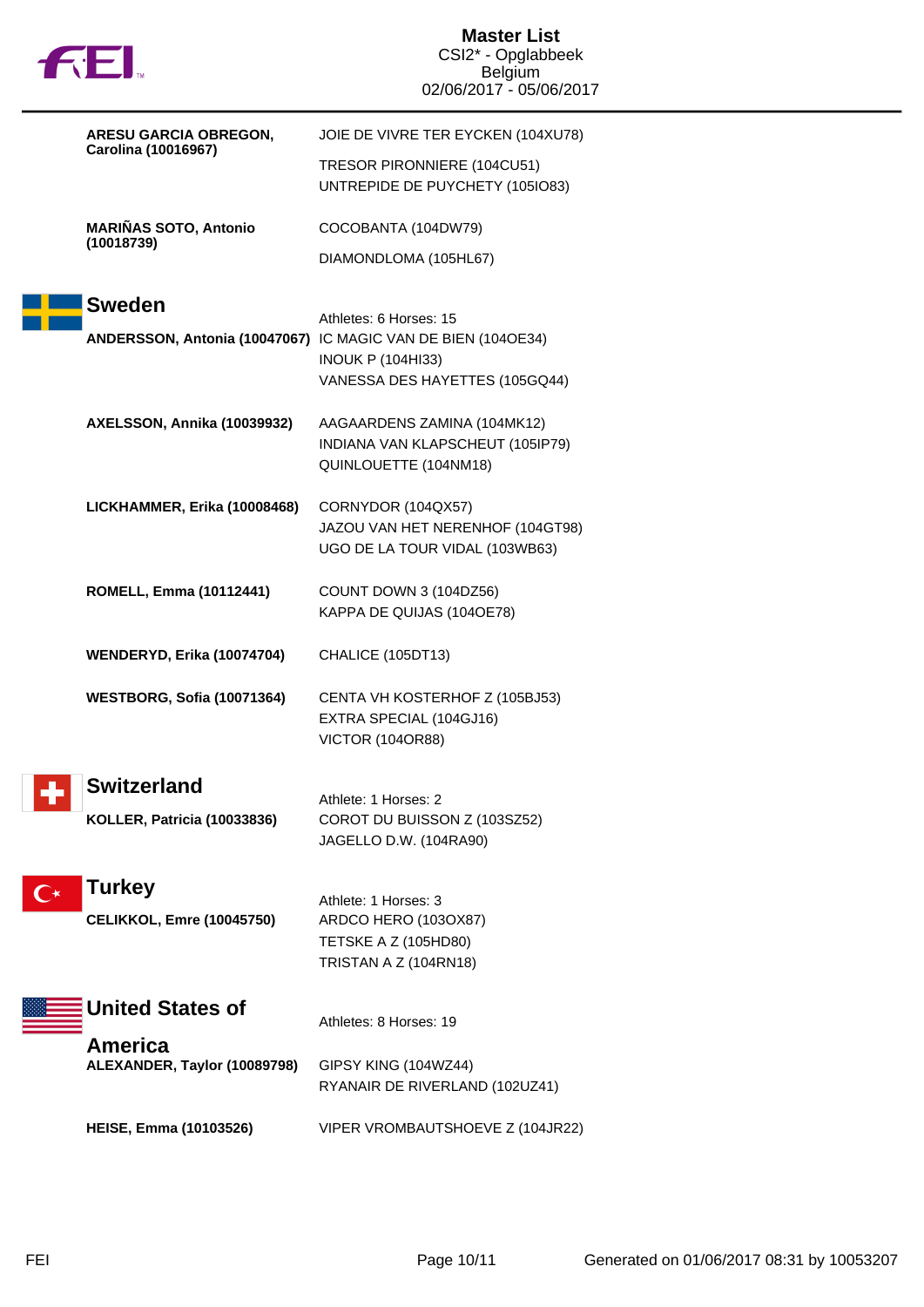**ARESU GARCIA OBREGON, Carolina (10016967)**

JOIE DE VIVRE TER EYCKEN (104XU78)
TRESOR PIRONNIERE (104CU51)
UNTREPIDE DE PUYCHETY (105IO83)

**MARIÑAS SOTO, Antonio (10018739)**

COCOBANTA (104DW79)
DIAMONDLOMA (105HL67)

## Sweden

Athletes: 6 Horses: 15

**ANDERSSON, Antonia (10047067)**

IC MAGIC VAN DE BIEN (104OE34)
INOUK P (104HI33)
VANESSA DES HAYETTES (105GQ44)

**AXELSSON, Annika (10039932)**

AAGAARDENS ZAMINA (104MK12)
INDIANA VAN KLAPSCHEUT (105IP79)
QUINLOUETTE (104NM18)

**LICKHAMMER, Erika (10008468)**

CORNYDOR (104QX57)
JAZOU VAN HET NERENHOF (104GT98)
UGO DE LA TOUR VIDAL (103WB63)

**ROMELL, Emma (10112441)**

COUNT DOWN 3 (104DZ56)
KAPPA DE QUIJAS (104OE78)

**WENDERYD, Erika (10074704)**

CHALICE (105DT13)

**WESTBORG, Sofia (10071364)**

CENTA VH KOSTERHOF Z (105BJ53)
EXTRA SPECIAL (104GJ16)
VICTOR (104OR88)

## Switzerland

Athlete: 1 Horses: 2

**KOLLER, Patricia (10033836)**

COROT DU BUISSON Z (103SZ52)
JAGELLO D.W. (104RA90)

## Turkey

Athlete: 1 Horses: 3

**CELIKKOL, Emre (10045750)**

ARDCO HERO (103OX87)
TETSKE A Z (105HD80)
TRISTAN A Z (104RN18)

## United States of America

Athletes: 8 Horses: 19

**ALEXANDER, Taylor (10089798)**

GIPSY KING (104WZ44)
RYANAIR DE RIVERLAND (102UZ41)

**HEISE, Emma (10103526)**

VIPER VROMBAUTSHOEVE Z (104JR22)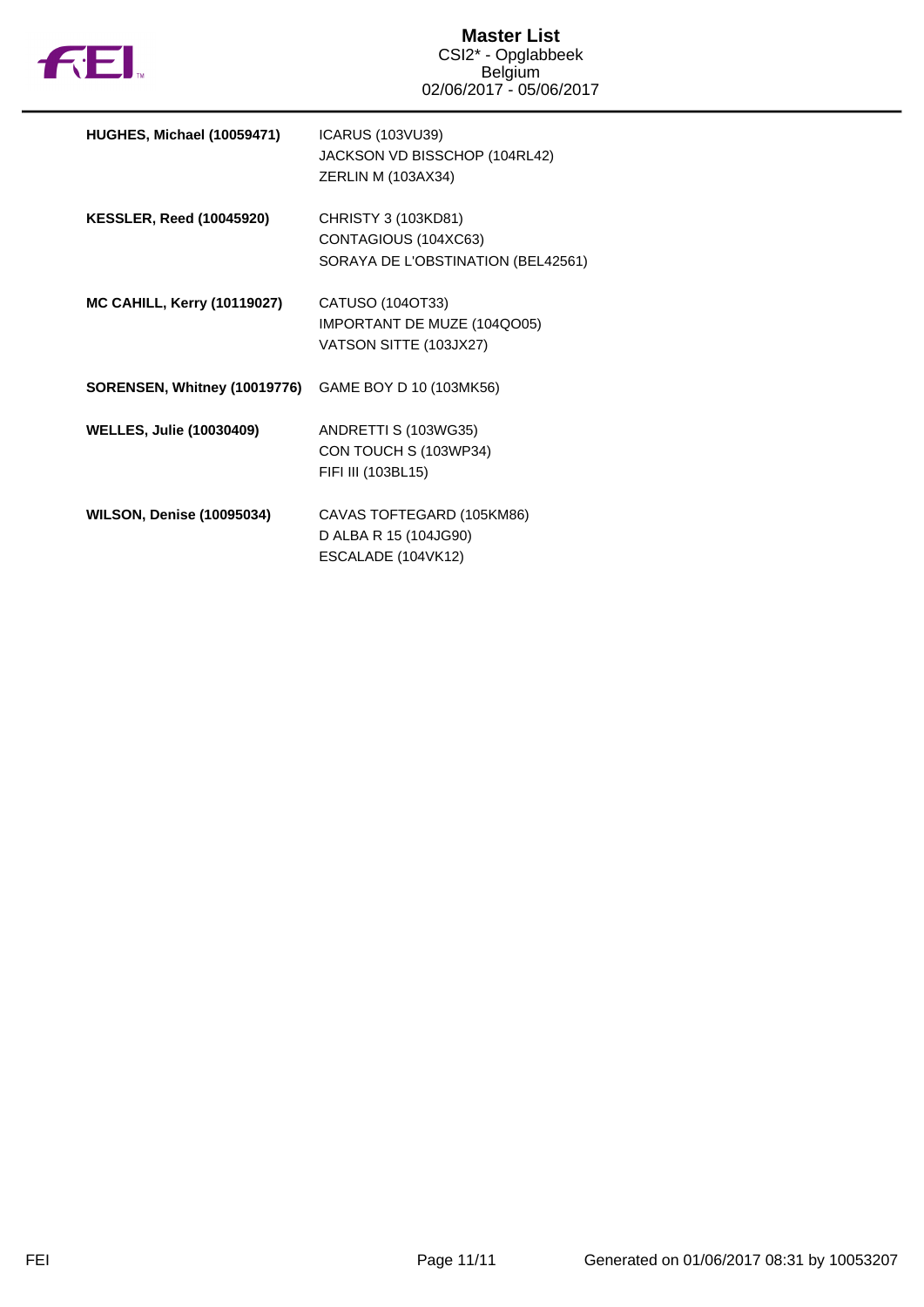# Master List

CSI2* - Opglabbeek
Belgium
02/06/2017 - 05/06/2017

| | |
|---|---|
| **HUGHES, Michael (10059471)** | ICARUS (103VU39)<br>JACKSON VD BISSCHOP (104RL42)<br>ZERLIN M (103AX34) |
| **KESSLER, Reed (10045920)** | CHRISTY 3 (103KD81)<br>CONTAGIOUS (104XC63)<br>SORAYA DE L'OBSTINATION (BEL42561) |
| **MC CAHILL, Kerry (10119027)** | CATUSO (104OT33)<br>IMPORTANT DE MUZE (104QO05)<br>VATSON SITTE (103JX27) |
| **SORENSEN, Whitney (10019776)** | GAME BOY D 10 (103MK56) |
| **WELLES, Julie (10030409)** | ANDRETTI S (103WG35)<br>CON TOUCH S (103WP34)<br>FIFI III (103BL15) |
| **WILSON, Denise (10095034)** | CAVAS TOFTEGARD (105KM86)<br>D ALBA R 15 (104JG90)<br>ESCALADE (104VK12) |

Generated on 01/06/2017 08:31 by 10053207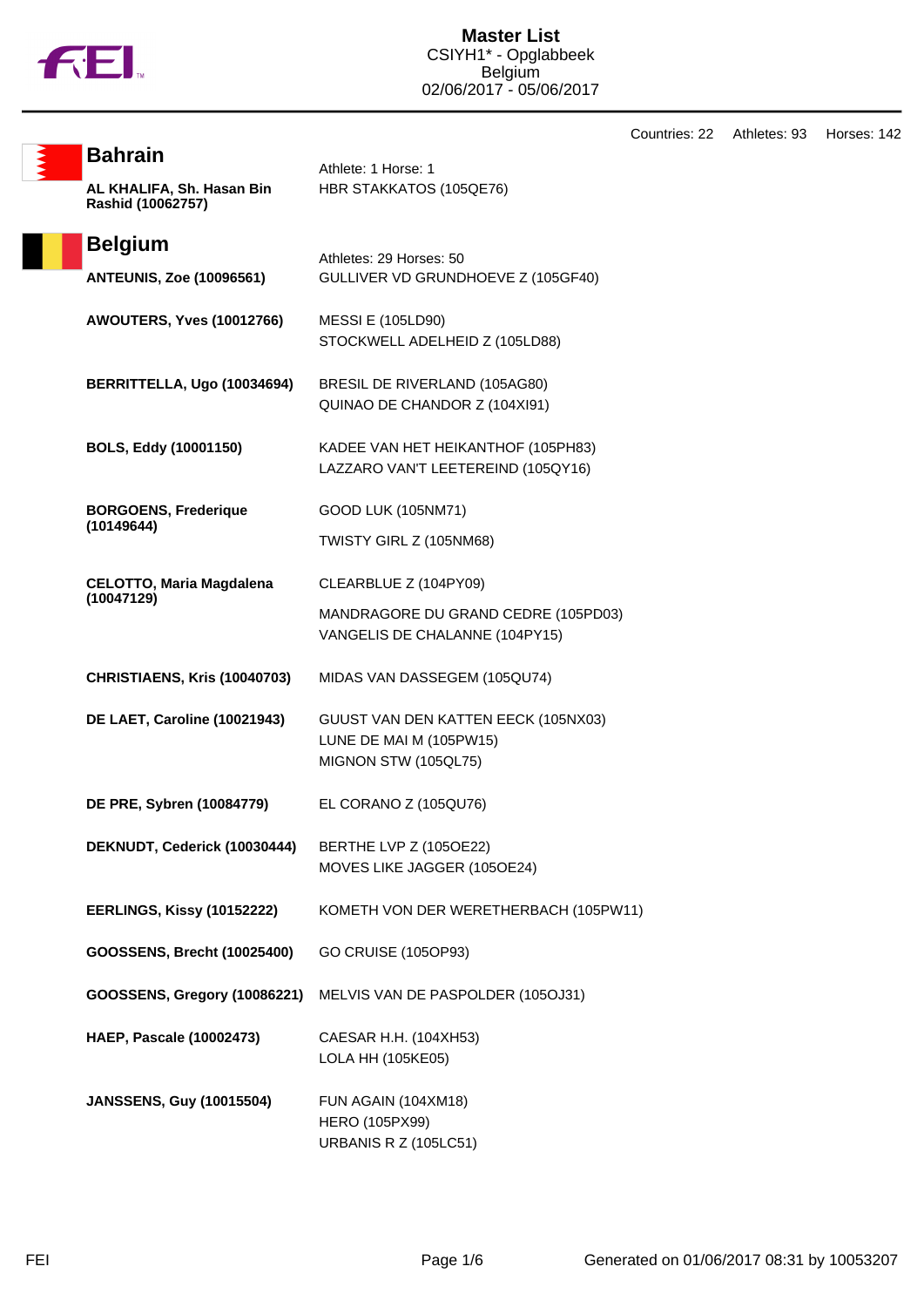# Master List

CSIYH1* - Opglabbeek
Belgium
02/06/2017 - 05/06/2017

Countries: 22 Athletes: 93 Horses: 142

## Bahrain

Athlete: 1 Horse: 1

| Athlete | Horses |
|---|---|
| **AL KHALIFA, Sh. Hasan Bin Rashid (10062757)** | HBR STAKKATOS (105QE76) |

## Belgium

Athletes: 29 Horses: 50

| Athlete | Horses |
|---|---|
| **ANTEUNIS, Zoe (10096561)** | GULLIVER VD GRUNDHOEVE Z (105GF40) |
| **AWOUTERS, Yves (10012766)** | MESSI E (105LD90)<br>STOCKWELL ADELHEID Z (105LD88) |
| **BERRITTELLA, Ugo (10034694)** | BRESIL DE RIVERLAND (105AG80)<br>QUINAO DE CHANDOR Z (104XI91) |
| **BOLS, Eddy (10001150)** | KADEE VAN HET HEIKANTHOF (105PH83)<br>LAZZARO VAN'T LEETEREIND (105QY16) |
| **BORGOENS, Frederique (10149644)** | GOOD LUK (105NM71)<br>TWISTY GIRL Z (105NM68) |
| **CELOTTO, Maria Magdalena (10047129)** | CLEARBLUE Z (104PY09)<br>MANDRAGORE DU GRAND CEDRE (105PD03)<br>VANGELIS DE CHALANNE (104PY15) |
| **CHRISTIAENS, Kris (10040703)** | MIDAS VAN DASSEGEM (105QU74) |
| **DE LAET, Caroline (10021943)** | GUUST VAN DEN KATTEN EECK (105NX03)<br>LUNE DE MAI M (105PW15)<br>MIGNON STW (105QL75) |
| **DE PRE, Sybren (10084779)** | EL CORANO Z (105QU76) |
| **DEKNUDT, Cederick (10030444)** | BERTHE LVP Z (105OE22)<br>MOVES LIKE JAGGER (105OE24) |
| **EERLINGS, Kissy (10152222)** | KOMETH VON DER WERETHERBACH (105PW11) |
| **GOOSSENS, Brecht (10025400)** | GO CRUISE (105OP93) |
| **GOOSSENS, Gregory (10086221)** | MELVIS VAN DE PASPOLDER (105OJ31) |
| **HAEP, Pascale (10002473)** | CAESAR H.H. (104XH53)<br>LOLA HH (105KE05) |
| **JANSSENS, Guy (10015504)** | FUN AGAIN (104XM18)<br>HERO (105PX99)<br>URBANIS R Z (105LC51) |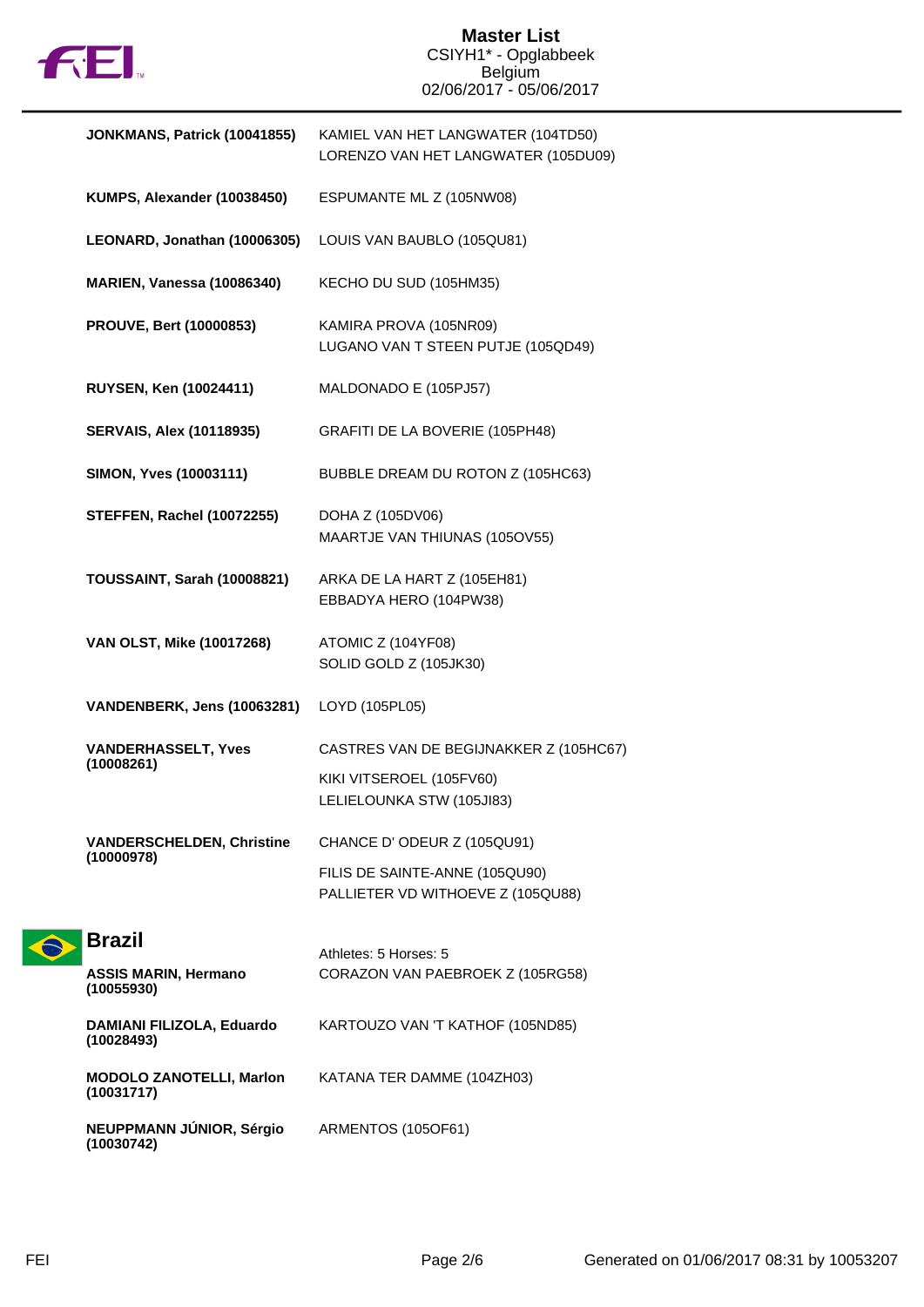# Master List
CSIYH1* - Opglabbeek
Belgium
02/06/2017 - 05/06/2017

| | |
|---|---|
| **JONKMANS, Patrick (10041855)** | KAMIEL VAN HET LANGWATER (104TD50)<br>LORENZO VAN HET LANGWATER (105DU09) |
| **KUMPS, Alexander (10038450)** | ESPUMANTE ML Z (105NW08) |
| **LEONARD, Jonathan (10006305)** | LOUIS VAN BAUBLO (105QU81) |
| **MARIEN, Vanessa (10086340)** | KECHO DU SUD (105HM35) |
| **PROUVE, Bert (10000853)** | KAMIRA PROVA (105NR09)<br>LUGANO VAN T STEEN PUTJE (105QD49) |
| **RUYSEN, Ken (10024411)** | MALDONADO E (105PJ57) |
| **SERVAIS, Alex (10118935)** | GRAFITI DE LA BOVERIE (105PH48) |
| **SIMON, Yves (10003111)** | BUBBLE DREAM DU ROTON Z (105HC63) |
| **STEFFEN, Rachel (10072255)** | DOHA Z (105DV06)<br>MAARTJE VAN THIUNAS (105OV55) |
| **TOUSSAINT, Sarah (10008821)** | ARKA DE LA HART Z (105EH81)<br>EBBADYA HERO (104PW38) |
| **VAN OLST, Mike (10017268)** | ATOMIC Z (104YF08)<br>SOLID GOLD Z (105JK30) |
| **VANDENBERK, Jens (10063281)** | LOYD (105PL05) |
| **VANDERHASSELT, Yves (10008261)** | CASTRES VAN DE BEGIJNAKKER Z (105HC67)<br>KIKI VITSEROEL (105FV60)<br>LELIELOUNKA STW (105JI83) |
| **VANDERSCHELDEN, Christine (10000978)** | CHANCE D' ODEUR Z (105QU91)<br>FILIS DE SAINTE-ANNE (105QU90)<br>PALLIETER VD WITHOEVE Z (105QU88) |

## Brazil

Athletes: 5 Horses: 5

| | |
|---|---|
| **ASSIS MARIN, Hermano (10055930)** | CORAZON VAN PAEBROEK Z (105RG58) |
| **DAMIANI FILIZOLA, Eduardo (10028493)** | KARTOUZO VAN 'T KATHOF (105ND85) |
| **MODOLO ZANOTELLI, Marlon (10031717)** | KATANA TER DAMME (104ZH03) |
| **NEUPPMANN JÚNIOR, Sérgio (10030742)** | ARMENTOS (105OF61) |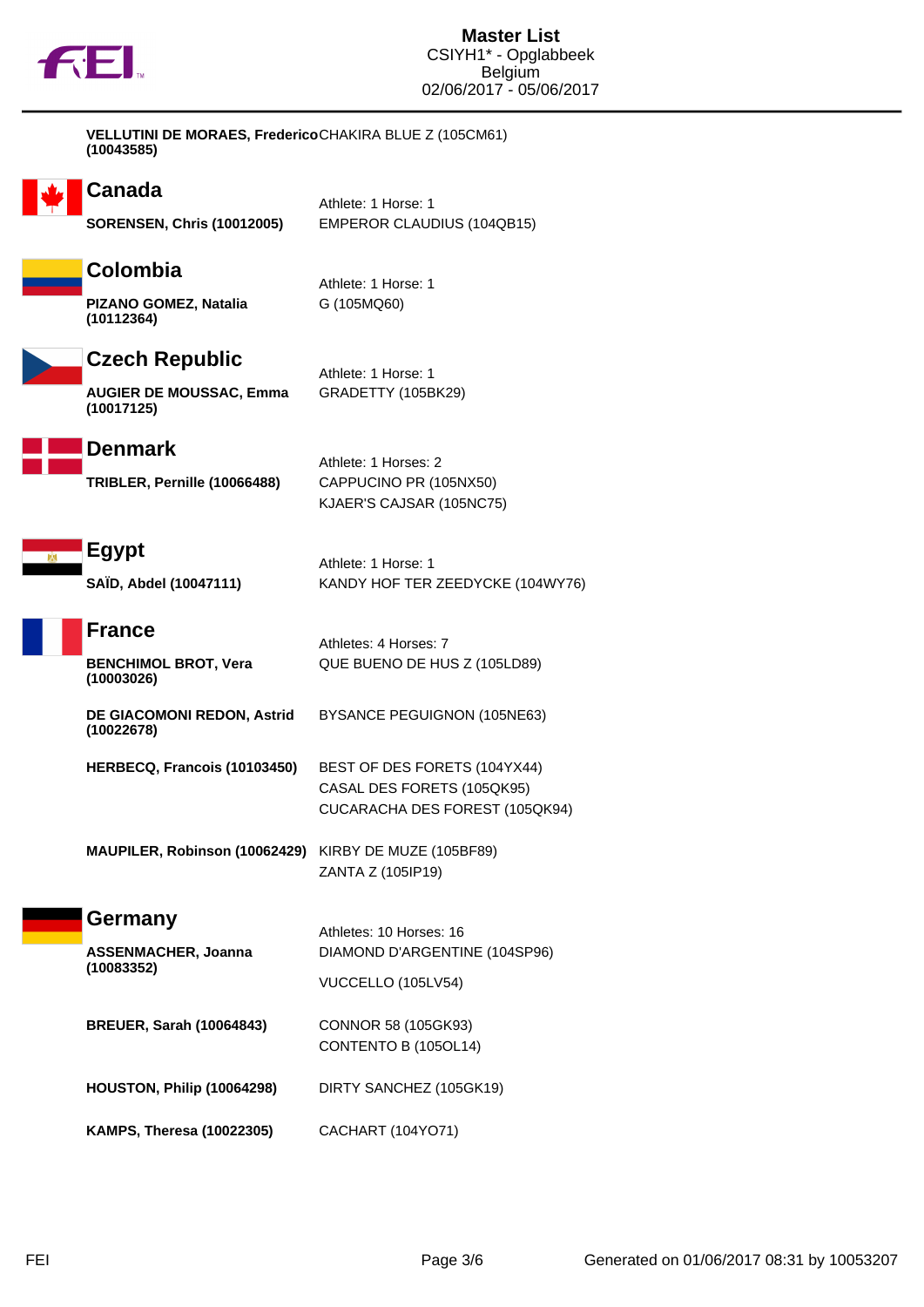**VELLUTINI DE MORAES, Frederico (10043585)** CHAKIRA BLUE Z (105CM61)

## Canada

Athlete: 1 Horse: 1

**SORENSEN, Chris (10012005)** EMPEROR CLAUDIUS (104QB15)

## Colombia

Athlete: 1 Horse: 1

**PIZANO GOMEZ, Natalia (10112364)** G (105MQ60)

## Czech Republic

Athlete: 1 Horse: 1

**AUGIER DE MOUSSAC, Emma (10017125)** GRADETTY (105BK29)

## Denmark

Athlete: 1 Horses: 2

**TRIBLER, Pernille (10066488)** CAPPUCINO PR (105NX50)
KJAER'S CAJSAR (105NC75)

## Egypt

Athlete: 1 Horse: 1

**SAÏD, Abdel (10047111)** KANDY HOF TER ZEEDYCKE (104WY76)

## France

Athletes: 4 Horses: 7

**BENCHIMOL BROT, Vera (10003026)** QUE BUENO DE HUS Z (105LD89)

**DE GIACOMONI REDON, Astrid (10022678)** BYSANCE PEGUIGNON (105NE63)

**HERBECQ, Francois (10103450)** BEST OF DES FORETS (104YX44)
CASAL DES FORETS (105QK95)
CUCARACHA DES FOREST (105QK94)

**MAUPILER, Robinson (10062429)** KIRBY DE MUZE (105BF89)
ZANTA Z (105IP19)

## Germany

Athletes: 10 Horses: 16

**ASSENMACHER, Joanna (10083352)** DIAMOND D'ARGENTINE (104SP96)
VUCCELLO (105LV54)

**BREUER, Sarah (10064843)** CONNOR 58 (105GK93)
CONTENTO B (105OL14)

**HOUSTON, Philip (10064298)** DIRTY SANCHEZ (105GK19)

**KAMPS, Theresa (10022305)** CACHART (104YO71)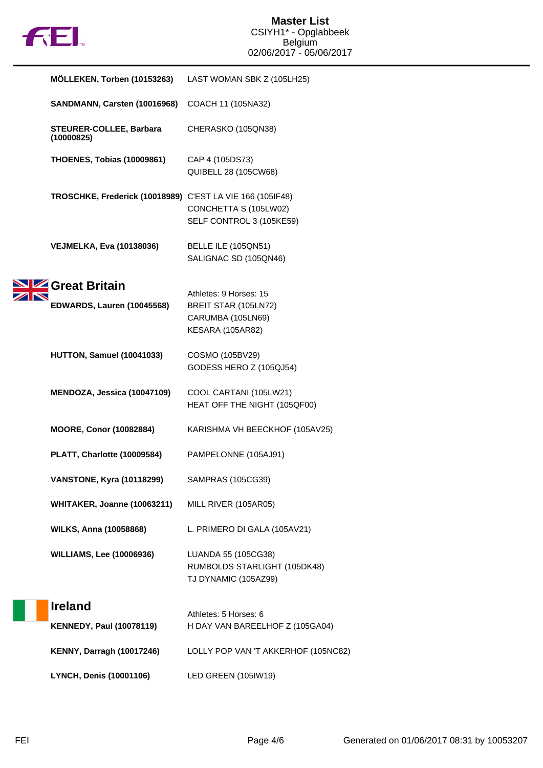| | |
|---|---|
| **MÖLLEKEN, Torben (10153263)** | LAST WOMAN SBK Z (105LH25) |
| **SANDMANN, Carsten (10016968)** | COACH 11 (105NA32) |
| **STEURER-COLLEE, Barbara (10000825)** | CHERASKO (105QN38) |
| **THOENES, Tobias (10009861)** | CAP 4 (105DS73)<br>QUIBELL 28 (105CW68) |
| **TROSCHKE, Frederick (10018989)** | C'EST LA VIE 166 (105IF48)<br>CONCHETTA S (105LW02)<br>SELF CONTROL 3 (105KE59) |
| **VEJMELKA, Eva (10138036)** | BELLE ILE (105QN51)<br>SALIGNAC SD (105QN46) |

## Great Britain

Athletes: 9 Horses: 15

| | |
|---|---|
| **EDWARDS, Lauren (10045568)** | BREIT STAR (105LN72)<br>CARUMBA (105LN69)<br>KESARA (105AR82) |
| **HUTTON, Samuel (10041033)** | COSMO (105BV29)<br>GODESS HERO Z (105QJ54) |
| **MENDOZA, Jessica (10047109)** | COOL CARTANI (105LW21)<br>HEAT OFF THE NIGHT (105QF00) |
| **MOORE, Conor (10082884)** | KARISHMA VH BEECKHOF (105AV25) |
| **PLATT, Charlotte (10009584)** | PAMPELONNE (105AJ91) |
| **VANSTONE, Kyra (10118299)** | SAMPRAS (105CG39) |
| **WHITAKER, Joanne (10063211)** | MILL RIVER (105AR05) |
| **WILKS, Anna (10058868)** | L. PRIMERO DI GALA (105AV21) |
| **WILLIAMS, Lee (10006936)** | LUANDA 55 (105CG38)<br>RUMBOLDS STARLIGHT (105DK48)<br>TJ DYNAMIC (105AZ99) |

## Ireland

Athletes: 5 Horses: 6

| | |
|---|---|
| **KENNEDY, Paul (10078119)** | H DAY VAN BAREELHOF Z (105GA04) |
| **KENNY, Darragh (10017246)** | LOLLY POP VAN 'T AKKERHOF (105NC82) |
| **LYNCH, Denis (10001106)** | LED GREEN (105IW19) |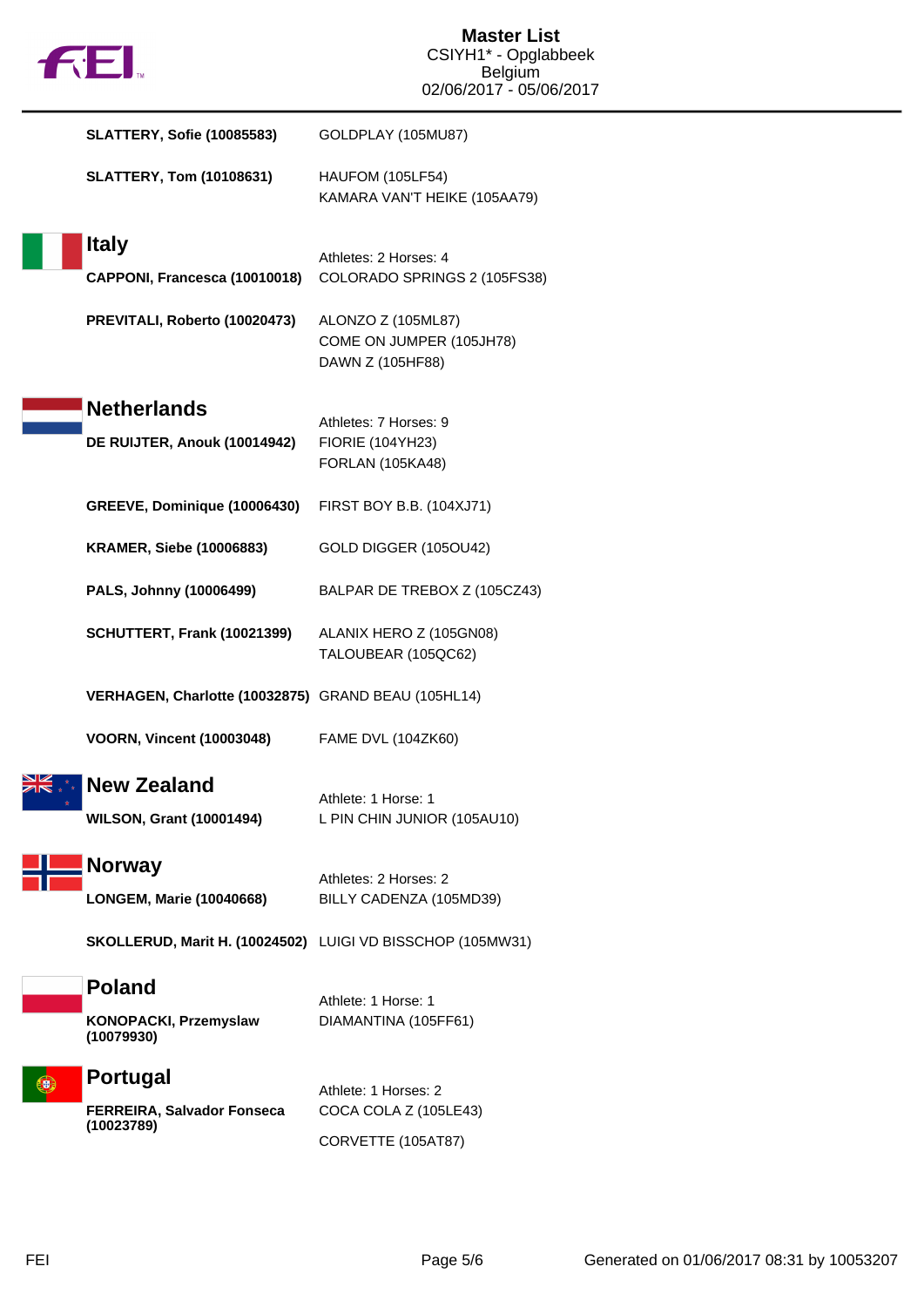SLATTERY, Sofie (10085583) — GOLDPLAY (105MU87)

SLATTERY, Tom (10108631) — HAUFOM (105LF54), KAMARA VAN'T HEIKE (105AA79)

## Italy

Athletes: 2 Horses: 4

| Athlete | Horses |
| --- | --- |
| **CAPPONI, Francesca (10010018)** | COLORADO SPRINGS 2 (105FS38) |
| **PREVITALI, Roberto (10020473)** | ALONZO Z (105ML87)<br>COME ON JUMPER (105JH78)<br>DAWN Z (105HF88) |

## Netherlands

Athletes: 7 Horses: 9

| Athlete | Horses |
| --- | --- |
| **DE RUIJTER, Anouk (10014942)** | FIORIE (104YH23)<br>FORLAN (105KA48) |
| **GREEVE, Dominique (10006430)** | FIRST BOY B.B. (104XJ71) |
| **KRAMER, Siebe (10006883)** | GOLD DIGGER (105OU42) |
| **PALS, Johnny (10006499)** | BALPAR DE TREBOX Z (105CZ43) |
| **SCHUTTERT, Frank (10021399)** | ALANIX HERO Z (105GN08)<br>TALOUBEAR (105QC62) |
| **VERHAGEN, Charlotte (10032875)** | GRAND BEAU (105HL14) |
| **VOORN, Vincent (10003048)** | FAME DVL (104ZK60) |

## New Zealand

Athlete: 1 Horse: 1

| Athlete | Horses |
| --- | --- |
| **WILSON, Grant (10001494)** | L PIN CHIN JUNIOR (105AU10) |

## Norway

Athletes: 2 Horses: 2

| Athlete | Horses |
| --- | --- |
| **LONGEM, Marie (10040668)** | BILLY CADENZA (105MD39) |
| **SKOLLERUD, Marit H. (10024502)** | LUIGI VD BISSCHOP (105MW31) |

## Poland

Athlete: 1 Horse: 1

| Athlete | Horses |
| --- | --- |
| **KONOPACKI, Przemyslaw (10079930)** | DIAMANTINA (105FF61) |

## Portugal

Athlete: 1 Horses: 2

| Athlete | Horses |
| --- | --- |
| **FERREIRA, Salvador Fonseca (10023789)** | COCA COLA Z (105LE43)<br>CORVETTE (105AT87) |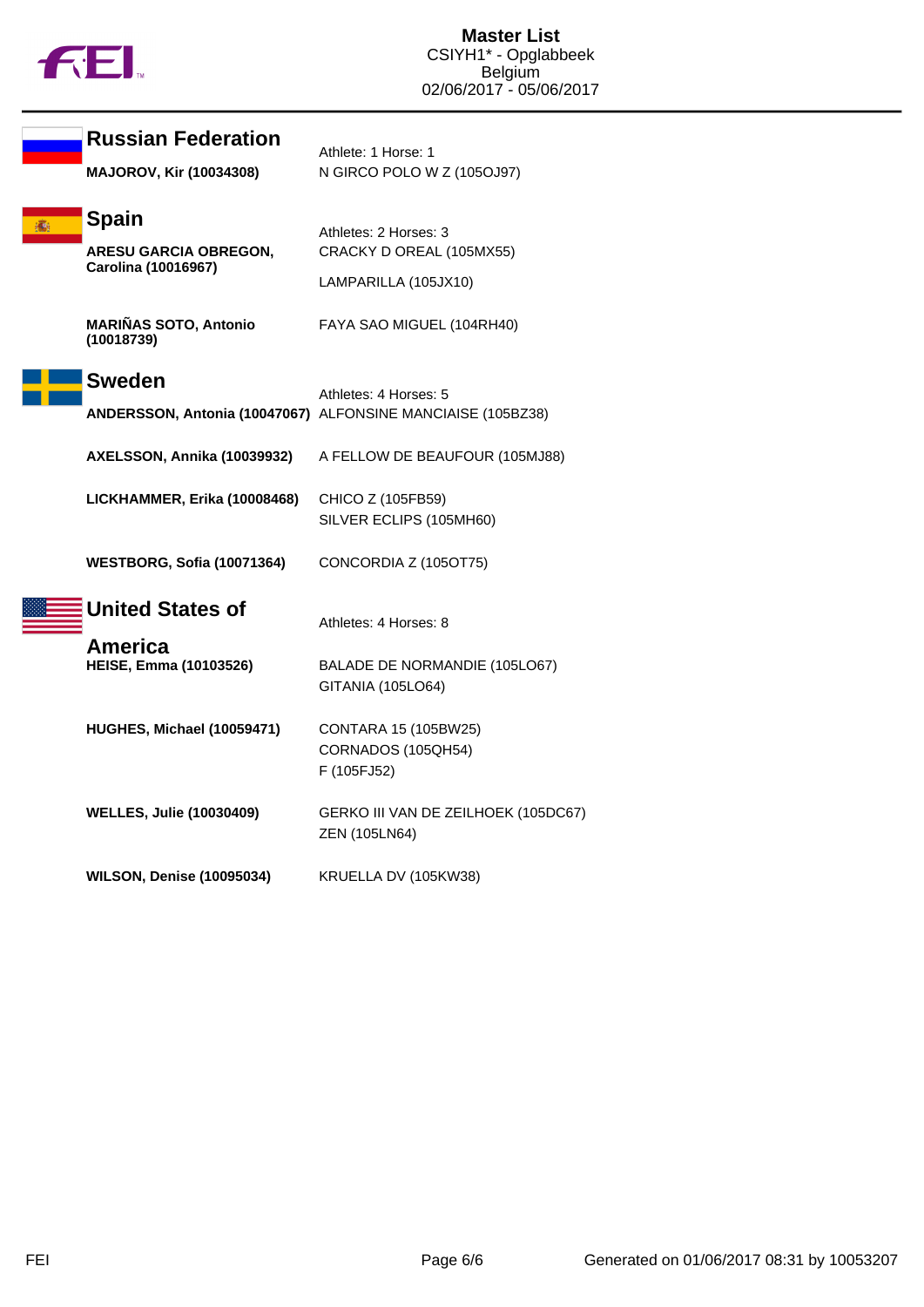## Russian Federation

Athlete: 1 Horse: 1

| | |
|---|---|
| **MAJOROV, Kir (10034308)** | N GIRCO POLO W Z (105OJ97) |

## Spain

Athletes: 2 Horses: 3

| | |
|---|---|
| **ARESU GARCIA OBREGON, Carolina (10016967)** | CRACKY D OREAL (105MX55)<br>LAMPARILLA (105JX10) |
| **MARIÑAS SOTO, Antonio (10018739)** | FAYA SAO MIGUEL (104RH40) |

## Sweden

Athletes: 4 Horses: 5

| | |
|---|---|
| **ANDERSSON, Antonia (10047067)** | ALFONSINE MANCIAISE (105BZ38) |
| **AXELSSON, Annika (10039932)** | A FELLOW DE BEAUFOUR (105MJ88) |
| **LICKHAMMER, Erika (10008468)** | CHICO Z (105FB59)<br>SILVER ECLIPS (105MH60) |
| **WESTBORG, Sofia (10071364)** | CONCORDIA Z (105OT75) |

## United States of America

Athletes: 4 Horses: 8

| | |
|---|---|
| **HEISE, Emma (10103526)** | BALADE DE NORMANDIE (105LO67)<br>GITANIA (105LO64) |
| **HUGHES, Michael (10059471)** | CONTARA 15 (105BW25)<br>CORNADOS (105QH54)<br>F (105FJ52) |
| **WELLES, Julie (10030409)** | GERKO III VAN DE ZEILHOEK (105DC67)<br>ZEN (105LN64) |
| **WILSON, Denise (10095034)** | KRUELLA DV (105KW38) |